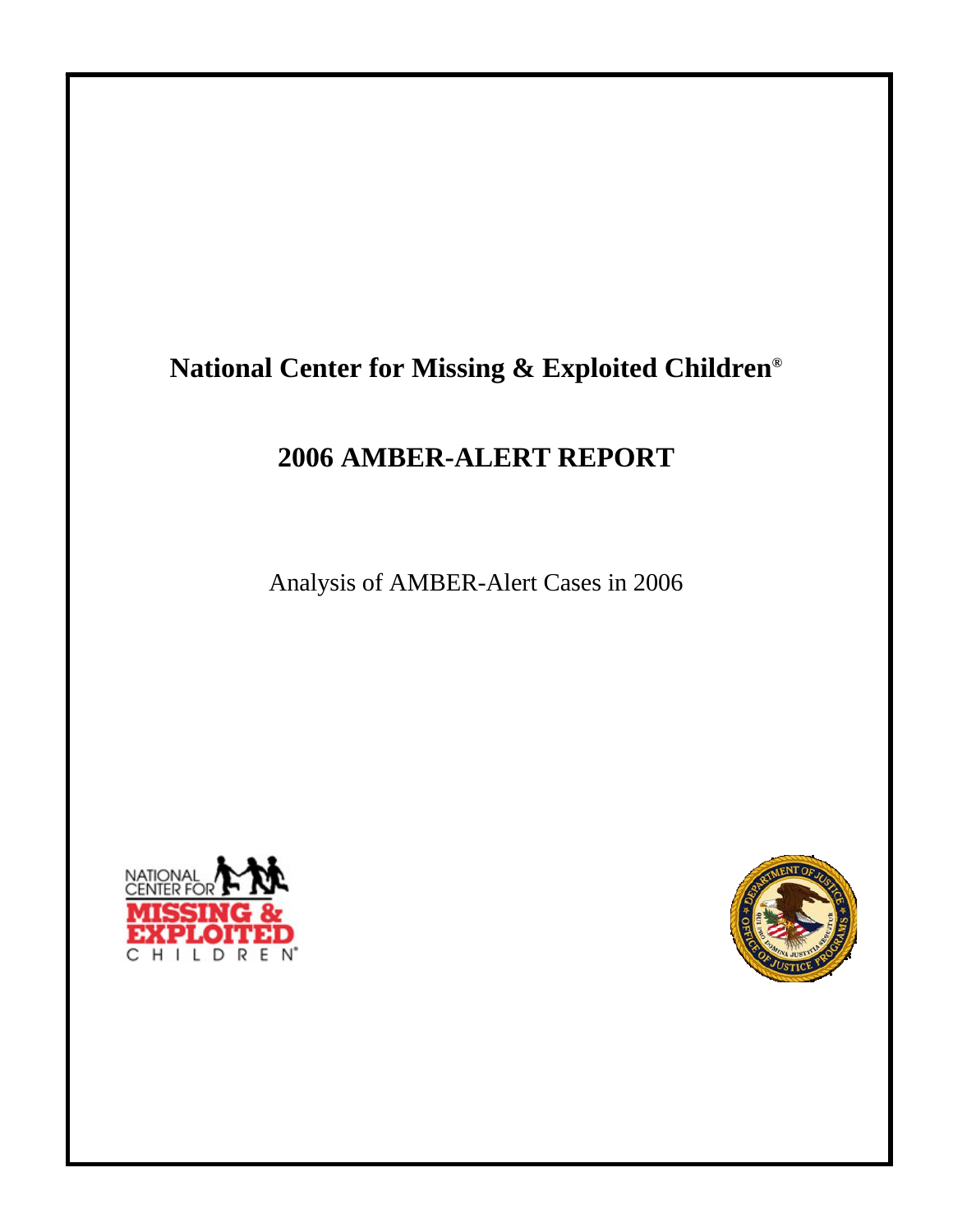# National Center for Missing & Exploited Children®

## 2006 AMBER-ALERT REPORT

Analysis of AMBER-Alert Cases in 2006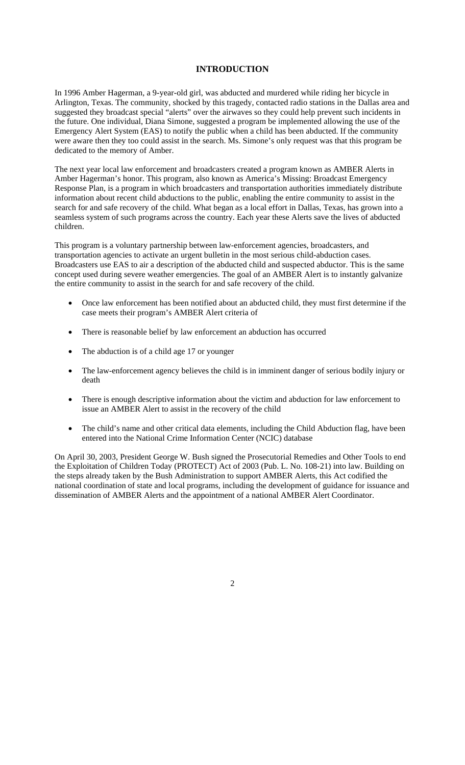## INTRODUCTION

In 1996 Amber Hagerman, a 9-year-old girl, was abducted and murdered while riding her bicycle in Arlington, Texas. The community, shocked by this tragedy, contacted radio stations in the Dallas area and suggested they broadcast special "alerts" over the airwaves so they could help prevent such incidents in the future. One individual, Diana Simone, suggested a program be implemented allowing the use of the Emergency Alert System (EAS) to notify the public when a child has been abducted. If the community were aware then they too could assist in the search. Ms. Simone's only request was that this program be dedicated to the memory of Amber.

The next year local law enforcement and broadcasters created a program known as AMBER Alerts in Amber Hagerman's honor. This program, also known as America's Missing: Broadcast Emergency Response Plan, is a program in which broadcasters and transportation authorities immediately distribute information about recent child abductions to the public, enabling the entire community to assist in the search for and safe recovery of the child. What began as a local effort in Dallas, Texas, has grown into a seamless system of such programs across the country. Each year these Alerts save the lives of abducted children.

This program is a voluntary partnership between law-enforcement agencies, broadcasters, and transportation agencies to activate an urgent bulletin in the most serious child-abduction cases. Broadcasters use EAS to air a description of the abducted child and suspected abductor. This is the same concept used during severe weather emergencies. The goal of an AMBER Alert is to instantly galvanize the entire community to assist in the search for and safe recovery of the child.

- Once law enforcement has been notified about an abducted child, they must first determine if the case meets their program's AMBER Alert criteria of
- There is reasonable belief by law enforcement an abduction has occurred
- The abduction is of a child age 17 or younger
- The law-enforcement agency believes the child is in imminent danger of serious bodily injury or death
- There is enough descriptive information about the victim and abduction for law enforcement to issue an AMBER Alert to assist in the recovery of the child
- The child's name and other critical data elements, including the Child Abduction flag, have been entered into the National Crime Information Center (NCIC) database

On April 30, 2003, President George W. Bush signed the Prosecutorial Remedies and Other Tools to end the Exploitation of Children Today (PROTECT) Act of 2003 (Pub. L. No. 108-21) into law. Building on the steps already taken by the Bush Administration to support AMBER Alerts, this Act codified the national coordination of state and local programs, including the development of guidance for issuance and dissemination of AMBER Alerts and the appointment of a national AMBER Alert Coordinator.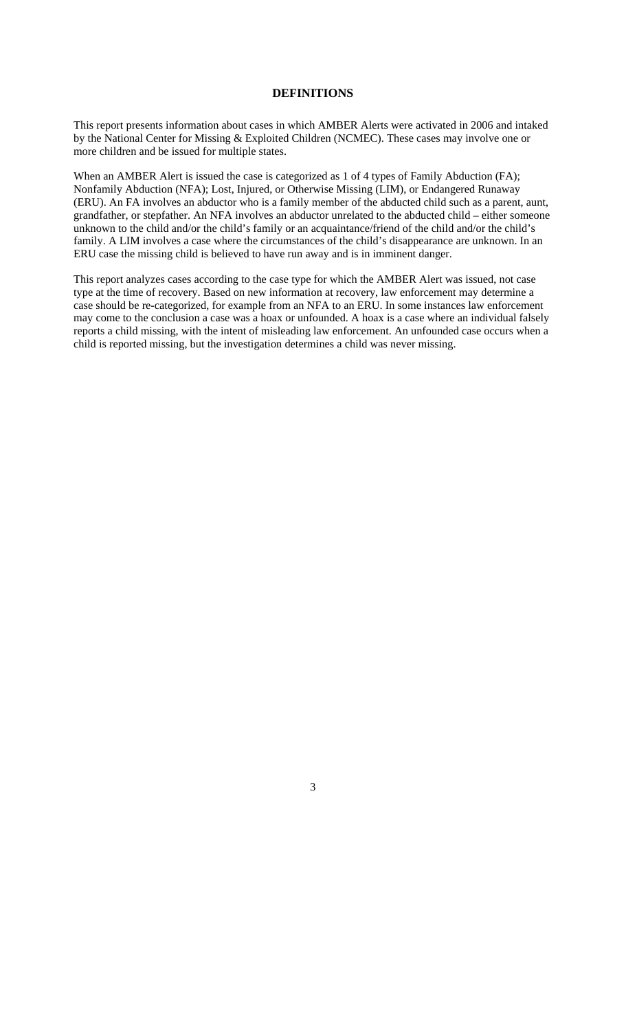# DEFINITIONS

This report presents information about cases in which AMBER Alerts were activated in 2006 and intaked by the National Center for Missing & Exploited Children (NCMEC). These cases may involve one or more children and be issued for multiple states.

When an AMBER Alert is issued the case is categorized as 1 of 4 types of Family Abduction (FA); Nonfamily Abduction (NFA); Lost, Injured, or Otherwise Missing (LIM), or Endangered Runaway (ERU). An FA involves an abductor who is a family member of the abducted child such as a parent, aunt, grandfather, or stepfather. An NFA involves an abductor unrelated to the abducted child – either someone unknown to the child and/or the child's family or an acquaintance/friend of the child and/or the child's family. A LIM involves a case where the circumstances of the child's disappearance are unknown. In an ERU case the missing child is believed to have run away and is in imminent danger.

This report analyzes cases according to the case type for which the AMBER Alert was issued, not case type at the time of recovery. Based on new information at recovery, law enforcement may determine a case should be re-categorized, for example from an NFA to an ERU. In some instances law enforcement may come to the conclusion a case was a hoax or unfounded. A hoax is a case where an individual falsely reports a child missing, with the intent of misleading law enforcement. An unfounded case occurs when a child is reported missing, but the investigation determines a child was never missing.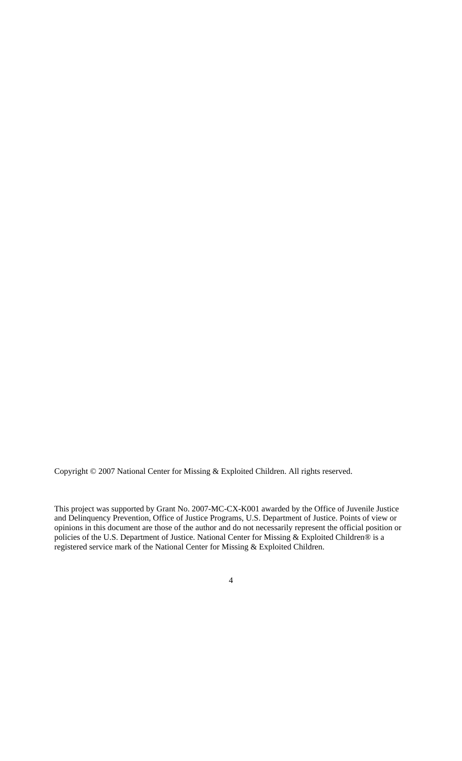Copyright © 2007 National Center for Missing & Exploited Children. All rights reserved.

This project was supported by Grant No. 2007-MC-CX-K001 awarded by the Office of Juvenile Justice and Delinquency Prevention, Office of Justice Programs, U.S. Department of Justice. Points of view or opinions in this document are those of the author and do not necessarily represent the official position or policies of the U.S. Department of Justice. National Center for Missing & Exploited Children® is a registered service mark of the National Center for Missing & Exploited Children.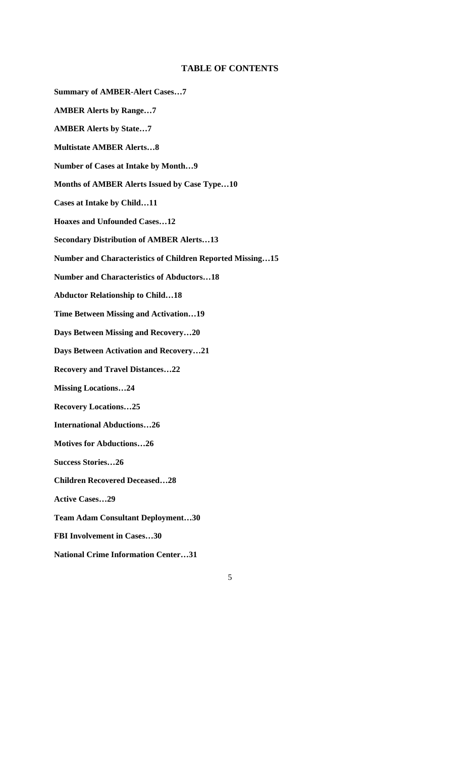# TABLE OF CONTENTS

**Summary of AMBER-Alert Cases…7**

**AMBER Alerts by Range…7**

**AMBER Alerts by State…7**

**Multistate AMBER Alerts…8**

**Number of Cases at Intake by Month…9**

**Months of AMBER Alerts Issued by Case Type…10**

**Cases at Intake by Child…11**

**Hoaxes and Unfounded Cases…12**

**Secondary Distribution of AMBER Alerts…13**

**Number and Characteristics of Children Reported Missing…15**

**Number and Characteristics of Abductors…18**

**Abductor Relationship to Child…18**

**Time Between Missing and Activation…19**

**Days Between Missing and Recovery…20**

**Days Between Activation and Recovery…21**

**Recovery and Travel Distances…22**

**Missing Locations…24**

**Recovery Locations…25**

**International Abductions…26**

**Motives for Abductions…26**

**Success Stories…26**

**Children Recovered Deceased…28**

**Active Cases…29**

**Team Adam Consultant Deployment…30**

**FBI Involvement in Cases…30**

**National Crime Information Center…31**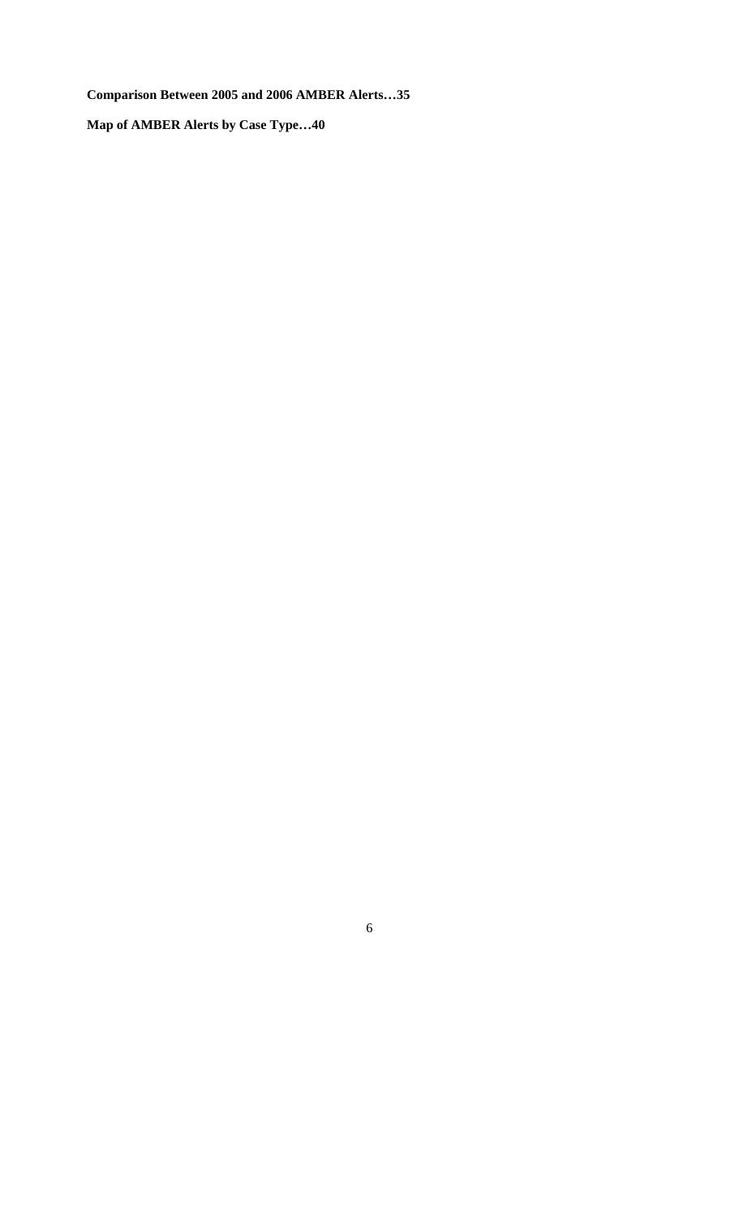**Comparison Between 2005 and 2006 AMBER Alerts…35**

**Map of AMBER Alerts by Case Type…40**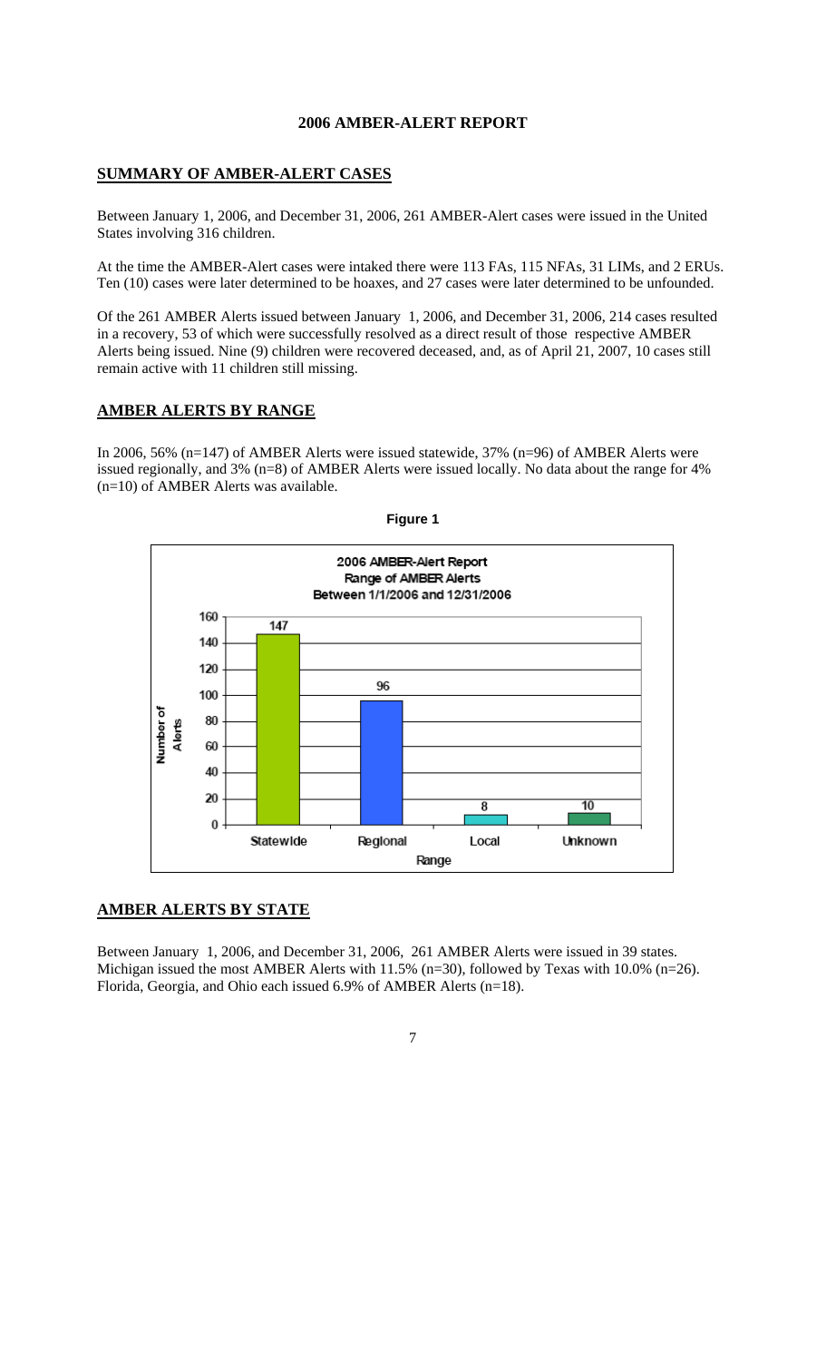# 2006 AMBER-ALERT REPORT

## SUMMARY OF AMBER-ALERT CASES

Between January 1, 2006, and December 31, 2006, 261 AMBER-Alert cases were issued in the United States involving 316 children.

At the time the AMBER-Alert cases were intaked there were 113 FAs, 115 NFAs, 31 LIMs, and 2 ERUs. Ten (10) cases were later determined to be hoaxes, and 27 cases were later determined to be unfounded.

Of the 261 AMBER Alerts issued between January 1, 2006, and December 31, 2006, 214 cases resulted in a recovery, 53 of which were successfully resolved as a direct result of those respective AMBER Alerts being issued. Nine (9) children were recovered deceased, and, as of April 21, 2007, 10 cases still remain active with 11 children still missing.

## AMBER ALERTS BY RANGE

In 2006, 56% (n=147) of AMBER Alerts were issued statewide, 37% (n=96) of AMBER Alerts were issued regionally, and 3% (n=8) of AMBER Alerts were issued locally. No data about the range for 4% (n=10) of AMBER Alerts was available.

**Figure 1**

2006 AMBER-Alert Report
Range of AMBER Alerts
Between 1/1/2006 and 12/31/2006

| Range | Number of Alerts |
| --- | --- |
| Statewide | 147 |
| Regional | 96 |
| Local | 8 |
| Unknown | 10 |

## AMBER ALERTS BY STATE

Between January 1, 2006, and December 31, 2006, 261 AMBER Alerts were issued in 39 states. Michigan issued the most AMBER Alerts with 11.5% (n=30), followed by Texas with 10.0% (n=26). Florida, Georgia, and Ohio each issued 6.9% of AMBER Alerts (n=18).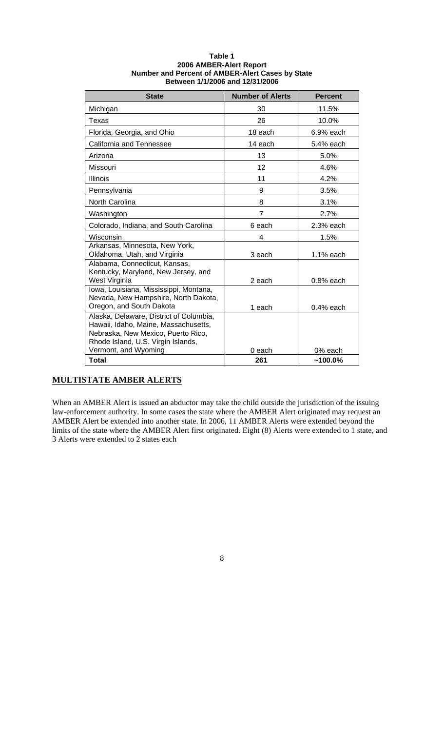**Table 1**
**2006 AMBER-Alert Report**
**Number and Percent of AMBER-Alert Cases by State**
**Between 1/1/2006 and 12/31/2006**

| State | Number of Alerts | Percent |
|---|---|---|
| Michigan | 30 | 11.5% |
| Texas | 26 | 10.0% |
| Florida, Georgia, and Ohio | 18 each | 6.9% each |
| California and Tennessee | 14 each | 5.4% each |
| Arizona | 13 | 5.0% |
| Missouri | 12 | 4.6% |
| Illinois | 11 | 4.2% |
| Pennsylvania | 9 | 3.5% |
| North Carolina | 8 | 3.1% |
| Washington | 7 | 2.7% |
| Colorado, Indiana, and South Carolina | 6 each | 2.3% each |
| Wisconsin | 4 | 1.5% |
| Arkansas, Minnesota, New York, Oklahoma, Utah, and Virginia | 3 each | 1.1% each |
| Alabama, Connecticut, Kansas, Kentucky, Maryland, New Jersey, and West Virginia | 2 each | 0.8% each |
| Iowa, Louisiana, Mississippi, Montana, Nevada, New Hampshire, North Dakota, Oregon, and South Dakota | 1 each | 0.4% each |
| Alaska, Delaware, District of Columbia, Hawaii, Idaho, Maine, Massachusetts, Nebraska, New Mexico, Puerto Rico, Rhode Island, U.S. Virgin Islands, Vermont, and Wyoming | 0 each | 0% each |
| **Total** | **261** | **~100.0%** |

## MULTISTATE AMBER ALERTS

When an AMBER Alert is issued an abductor may take the child outside the jurisdiction of the issuing law-enforcement authority. In some cases the state where the AMBER Alert originated may request an AMBER Alert be extended into another state. In 2006, 11 AMBER Alerts were extended beyond the limits of the state where the AMBER Alert first originated. Eight (8) Alerts were extended to 1 state, and 3 Alerts were extended to 2 states each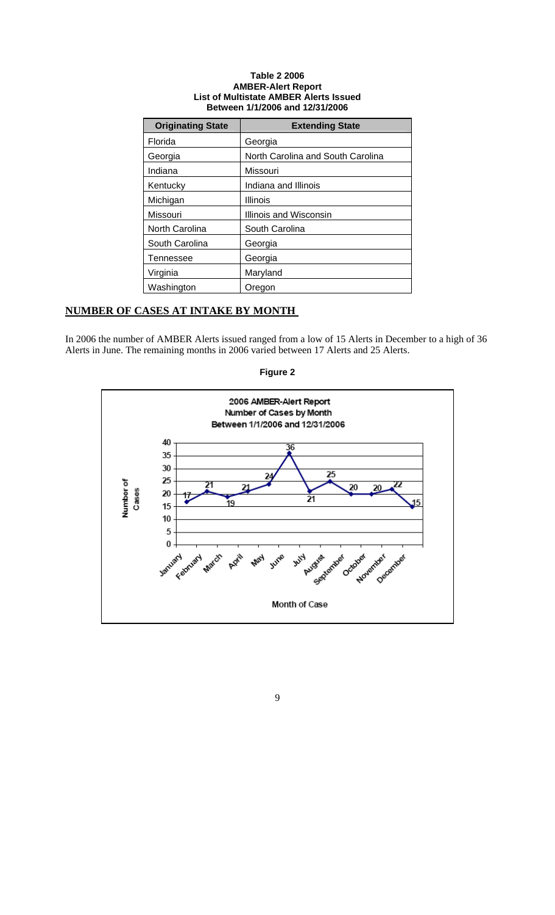**Table 2 2006**
**AMBER-Alert Report**
**List of Multistate AMBER Alerts Issued**
**Between 1/1/2006 and 12/31/2006**

| Originating State | Extending State |
|---|---|
| Florida | Georgia |
| Georgia | North Carolina and South Carolina |
| Indiana | Missouri |
| Kentucky | Indiana and Illinois |
| Michigan | Illinois |
| Missouri | Illinois and Wisconsin |
| North Carolina | South Carolina |
| South Carolina | Georgia |
| Tennessee | Georgia |
| Virginia | Maryland |
| Washington | Oregon |

## NUMBER OF CASES AT INTAKE BY MONTH

In 2006 the number of AMBER Alerts issued ranged from a low of 15 Alerts in December to a high of 36 Alerts in June. The remaining months in 2006 varied between 17 Alerts and 25 Alerts.

**Figure 2**

2006 AMBER-Alert Report
Number of Cases by Month
Between 1/1/2006 and 12/31/2006

| Month of Case | Number of Cases |
|---|---|
| January | 17 |
| February | 21 |
| March | 19 |
| April | 21 |
| May | 24 |
| June | 36 |
| July | 21 |
| August | 25 |
| September | 20 |
| October | 20 |
| November | 22 |
| December | 15 |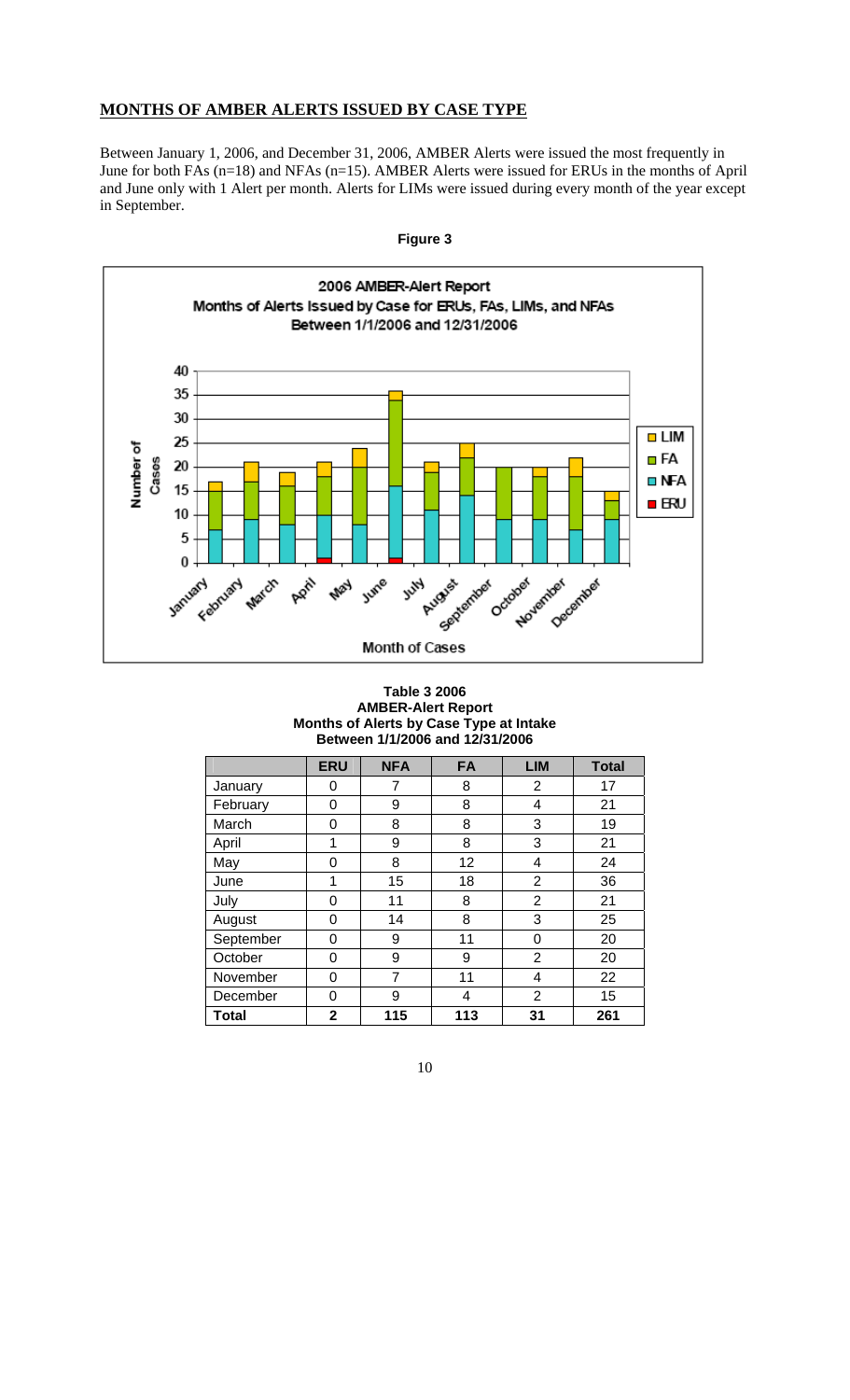## MONTHS OF AMBER ALERTS ISSUED BY CASE TYPE

Between January 1, 2006, and December 31, 2006, AMBER Alerts were issued the most frequently in June for both FAs (n=18) and NFAs (n=15). AMBER Alerts were issued for ERUs in the months of April and June only with 1 Alert per month. Alerts for LIMs were issued during every month of the year except in September.

**Figure 3**

**Table 3 2006**
**AMBER-Alert Report**
**Months of Alerts by Case Type at Intake**
**Between 1/1/2006 and 12/31/2006**

| | ERU | NFA | FA | LIM | Total |
|---|---|---|---|---|---|
| January | 0 | 7 | 8 | 2 | 17 |
| February | 0 | 9 | 8 | 4 | 21 |
| March | 0 | 8 | 8 | 3 | 19 |
| April | 1 | 9 | 8 | 3 | 21 |
| May | 0 | 8 | 12 | 4 | 24 |
| June | 1 | 15 | 18 | 2 | 36 |
| July | 0 | 11 | 8 | 2 | 21 |
| August | 0 | 14 | 8 | 3 | 25 |
| September | 0 | 9 | 11 | 0 | 20 |
| October | 0 | 9 | 9 | 2 | 20 |
| November | 0 | 7 | 11 | 4 | 22 |
| December | 0 | 9 | 4 | 2 | 15 |
| **Total** | **2** | **115** | **113** | **31** | **261** |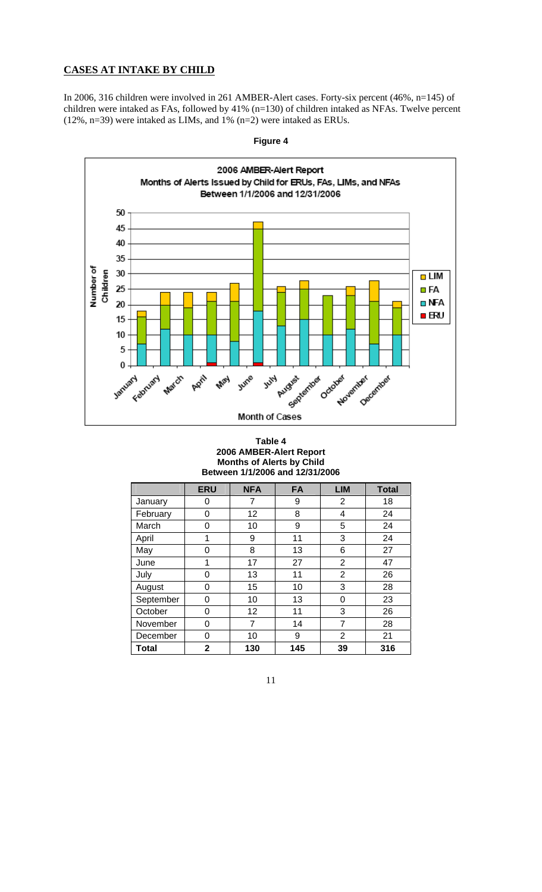## CASES AT INTAKE BY CHILD

In 2006, 316 children were involved in 261 AMBER-Alert cases. Forty-six percent (46%, n=145) of children were intaked as FAs, followed by 41% (n=130) of children intaked as NFAs. Twelve percent (12%, n=39) were intaked as LIMs, and 1% (n=2) were intaked as ERUs.

**Figure 4**

**Table 4**
**2006 AMBER-Alert Report**
**Months of Alerts by Child**
**Between 1/1/2006 and 12/31/2006**

| | ERU | NFA | FA | LIM | Total |
|---|---|---|---|---|---|
| January | 0 | 7 | 9 | 2 | 18 |
| February | 0 | 12 | 8 | 4 | 24 |
| March | 0 | 10 | 9 | 5 | 24 |
| April | 1 | 9 | 11 | 3 | 24 |
| May | 0 | 8 | 13 | 6 | 27 |
| June | 1 | 17 | 27 | 2 | 47 |
| July | 0 | 13 | 11 | 2 | 26 |
| August | 0 | 15 | 10 | 3 | 28 |
| September | 0 | 10 | 13 | 0 | 23 |
| October | 0 | 12 | 11 | 3 | 26 |
| November | 0 | 7 | 14 | 7 | 28 |
| December | 0 | 10 | 9 | 2 | 21 |
| **Total** | **2** | **130** | **145** | **39** | **316** |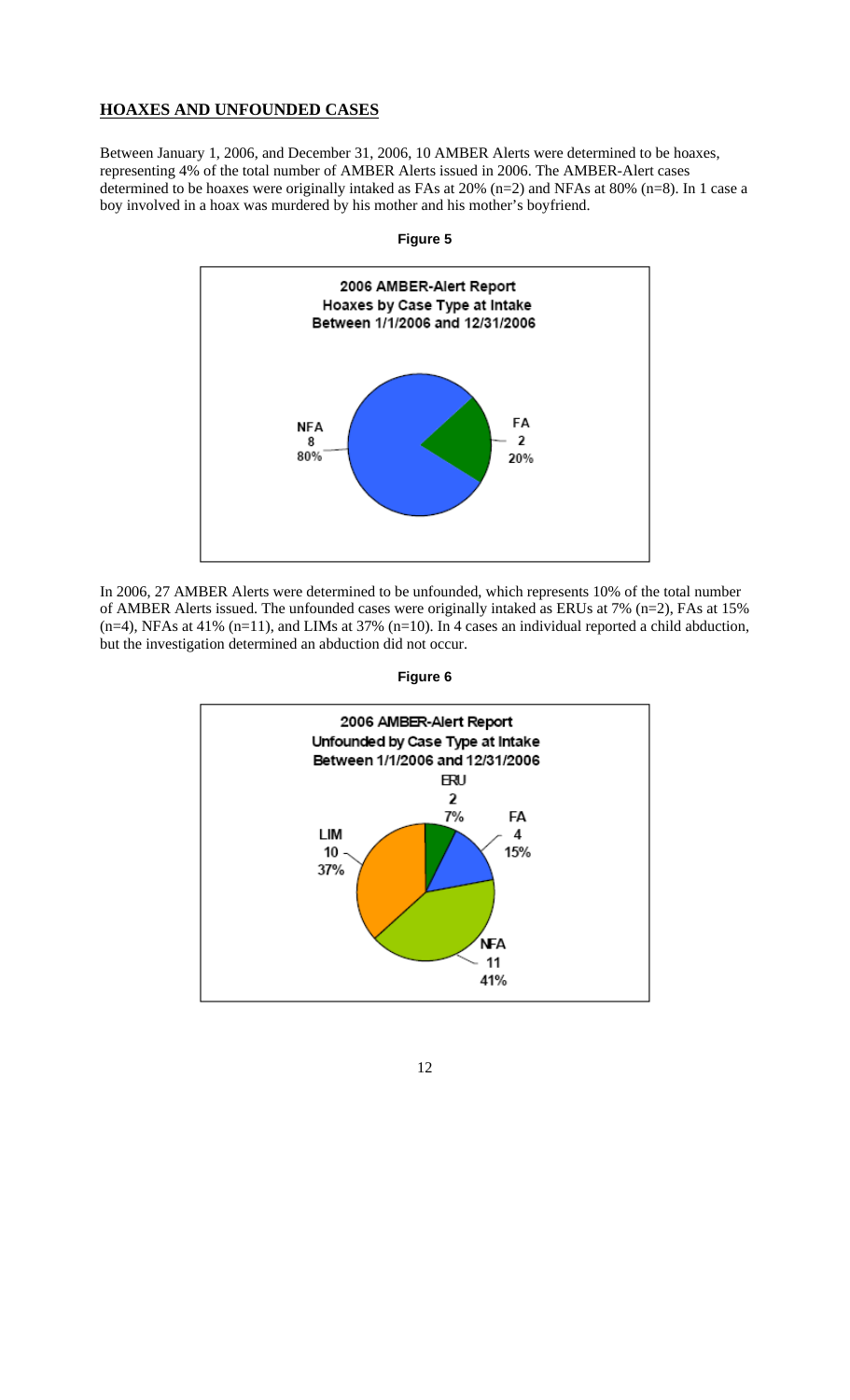## HOAXES AND UNFOUNDED CASES

Between January 1, 2006, and December 31, 2006, 10 AMBER Alerts were determined to be hoaxes, representing 4% of the total number of AMBER Alerts issued in 2006. The AMBER-Alert cases determined to be hoaxes were originally intaked as FAs at 20% (n=2) and NFAs at 80% (n=8). In 1 case a boy involved in a hoax was murdered by his mother and his mother's boyfriend.

**Figure 5**

2006 AMBER-Alert Report
Hoaxes by Case Type at Intake
Between 1/1/2006 and 12/31/2006

| Case Type | Number | Percent |
|---|---|---|
| NFA | 8 | 80% |
| FA | 2 | 20% |

In 2006, 27 AMBER Alerts were determined to be unfounded, which represents 10% of the total number of AMBER Alerts issued. The unfounded cases were originally intaked as ERUs at 7% (n=2), FAs at 15% (n=4), NFAs at 41% (n=11), and LIMs at 37% (n=10). In 4 cases an individual reported a child abduction, but the investigation determined an abduction did not occur.

**Figure 6**

2006 AMBER-Alert Report
Unfounded by Case Type at Intake
Between 1/1/2006 and 12/31/2006

| Case Type | Number | Percent |
|---|---|---|
| ERU | 2 | 7% |
| FA | 4 | 15% |
| NFA | 11 | 41% |
| LIM | 10 | 37% |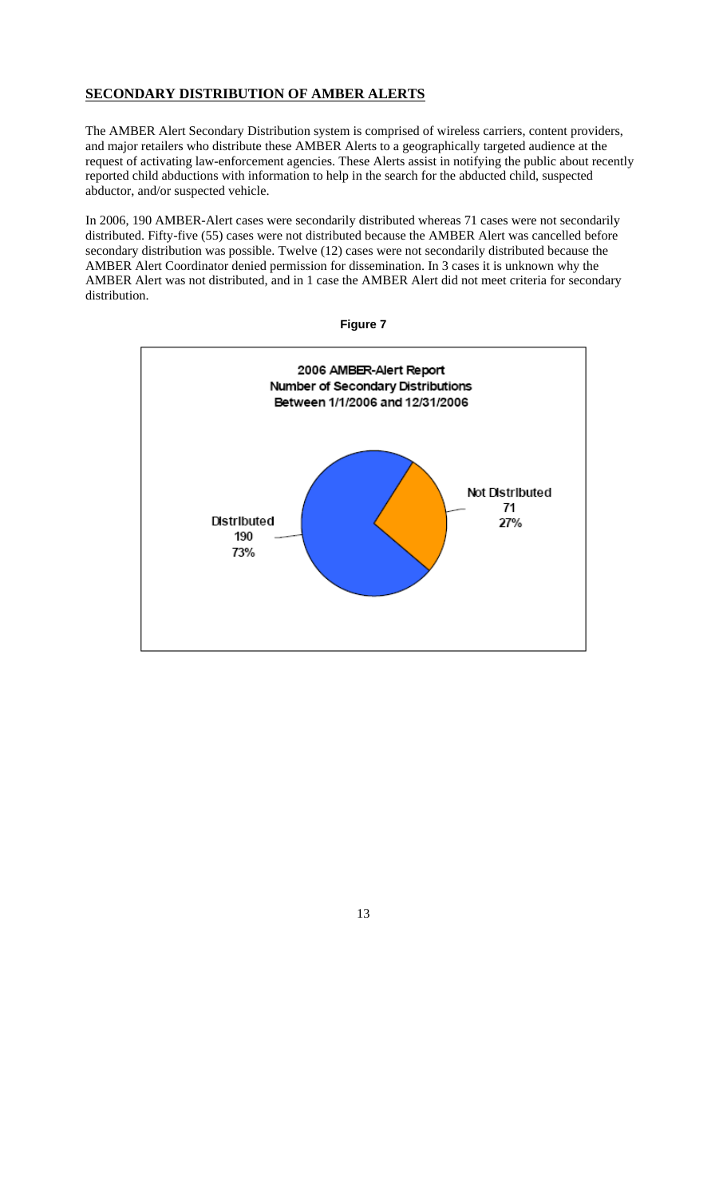## SECONDARY DISTRIBUTION OF AMBER ALERTS

The AMBER Alert Secondary Distribution system is comprised of wireless carriers, content providers, and major retailers who distribute these AMBER Alerts to a geographically targeted audience at the request of activating law-enforcement agencies. These Alerts assist in notifying the public about recently reported child abductions with information to help in the search for the abducted child, suspected abductor, and/or suspected vehicle.

In 2006, 190 AMBER-Alert cases were secondarily distributed whereas 71 cases were not secondarily distributed. Fifty-five (55) cases were not distributed because the AMBER Alert was cancelled before secondary distribution was possible. Twelve (12) cases were not secondarily distributed because the AMBER Alert Coordinator denied permission for dissemination. In 3 cases it is unknown why the AMBER Alert was not distributed, and in 1 case the AMBER Alert did not meet criteria for secondary distribution.

**Figure 7**

2006 AMBER-Alert Report
Number of Secondary Distributions
Between 1/1/2006 and 12/31/2006

| Category | Number | Percent |
|---|---|---|
| Distributed | 190 | 73% |
| Not Distributed | 71 | 27% |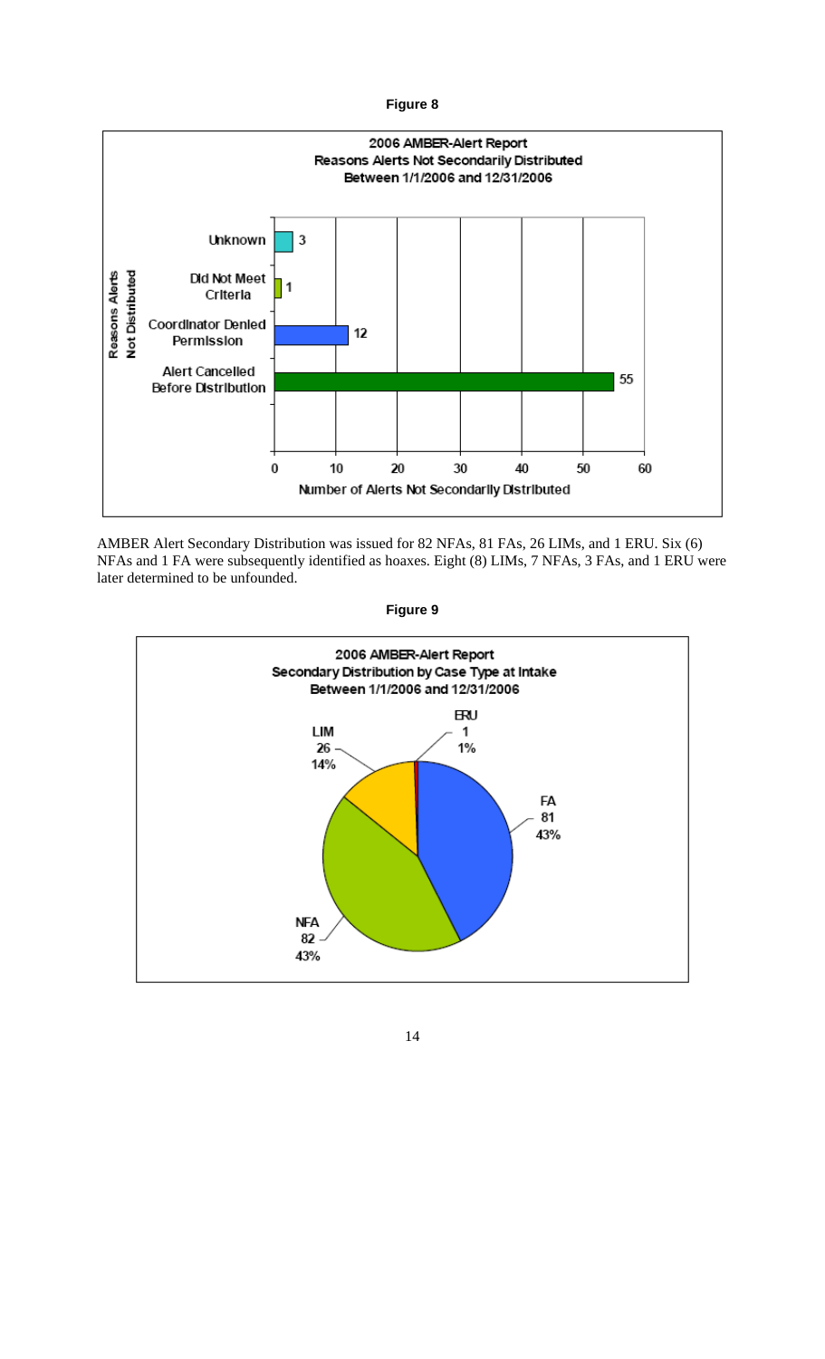**Figure 8**

**2006 AMBER-Alert Report**
**Reasons Alerts Not Secondarily Distributed**
**Between 1/1/2006 and 12/31/2006**

| Reasons Alerts Not Distributed | Number of Alerts Not Secondarily Distributed |
|---|---|
| Unknown | 3 |
| Did Not Meet Criteria | 1 |
| Coordinator Denied Permission | 12 |
| Alert Cancelled Before Distribution | 55 |

AMBER Alert Secondary Distribution was issued for 82 NFAs, 81 FAs, 26 LIMs, and 1 ERU. Six (6) NFAs and 1 FA were subsequently identified as hoaxes. Eight (8) LIMs, 7 NFAs, 3 FAs, and 1 ERU were later determined to be unfounded.

**Figure 9**

**2006 AMBER-Alert Report**
**Secondary Distribution by Case Type at Intake**
**Between 1/1/2006 and 12/31/2006**

| Case Type | Count | Percent |
|---|---|---|
| FA | 81 | 43% |
| NFA | 82 | 43% |
| LIM | 26 | 14% |
| ERU | 1 | 1% |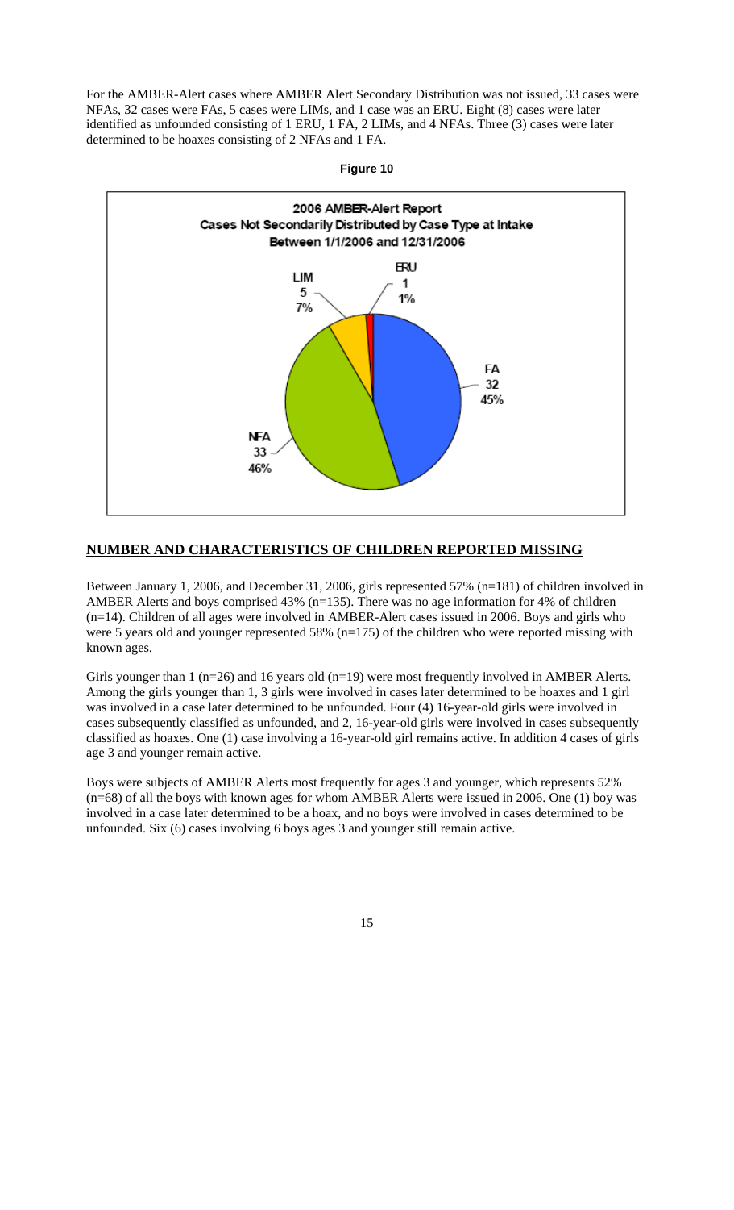For the AMBER-Alert cases where AMBER Alert Secondary Distribution was not issued, 33 cases were NFAs, 32 cases were FAs, 5 cases were LIMs, and 1 case was an ERU. Eight (8) cases were later identified as unfounded consisting of 1 ERU, 1 FA, 2 LIMs, and 4 NFAs. Three (3) cases were later determined to be hoaxes consisting of 2 NFAs and 1 FA.

**Figure 10**

2006 AMBER-Alert Report
Cases Not Secondarily Distributed by Case Type at Intake
Between 1/1/2006 and 12/31/2006

| Case Type | Number | Percent |
|---|---|---|
| FA | 32 | 45% |
| NFA | 33 | 46% |
| LIM | 5 | 7% |
| ERU | 1 | 1% |

## NUMBER AND CHARACTERISTICS OF CHILDREN REPORTED MISSING

Between January 1, 2006, and December 31, 2006, girls represented 57% (n=181) of children involved in AMBER Alerts and boys comprised 43% (n=135). There was no age information for 4% of children (n=14). Children of all ages were involved in AMBER-Alert cases issued in 2006. Boys and girls who were 5 years old and younger represented 58% (n=175) of the children who were reported missing with known ages.

Girls younger than 1 (n=26) and 16 years old (n=19) were most frequently involved in AMBER Alerts. Among the girls younger than 1, 3 girls were involved in cases later determined to be hoaxes and 1 girl was involved in a case later determined to be unfounded. Four (4) 16-year-old girls were involved in cases subsequently classified as unfounded, and 2, 16-year-old girls were involved in cases subsequently classified as hoaxes. One (1) case involving a 16-year-old girl remains active. In addition 4 cases of girls age 3 and younger remain active.

Boys were subjects of AMBER Alerts most frequently for ages 3 and younger, which represents 52% (n=68) of all the boys with known ages for whom AMBER Alerts were issued in 2006. One (1) boy was involved in a case later determined to be a hoax, and no boys were involved in cases determined to be unfounded. Six (6) cases involving 6 boys ages 3 and younger still remain active.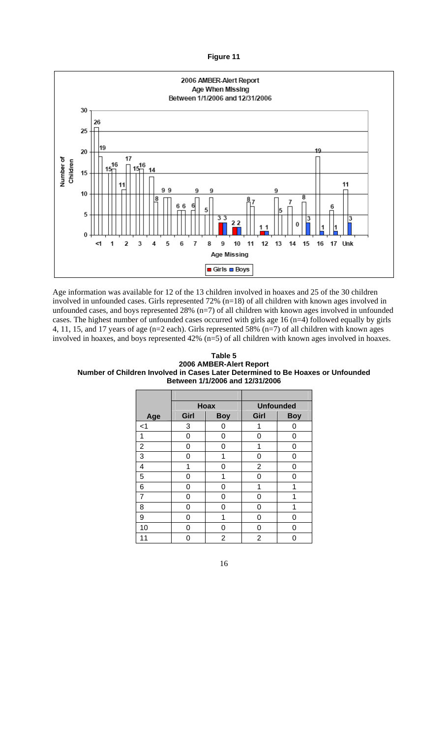**Figure 11**

2006 AMBER-Alert Report
Age When Missing
Between 1/1/2006 and 12/31/2006

Age information was available for 12 of the 13 children involved in hoaxes and 25 of the 30 children involved in unfounded cases. Girls represented 72% (n=18) of all children with known ages involved in unfounded cases, and boys represented 28% (n=7) of all children with known ages involved in unfounded cases. The highest number of unfounded cases occurred with girls age 16 (n=4) followed equally by girls 4, 11, 15, and 17 years of age (n=2 each). Girls represented 58% (n=7) of all children with known ages involved in hoaxes, and boys represented 42% (n=5) of all children with known ages involved in hoaxes.

**Table 5**
**2006 AMBER-Alert Report**
**Number of Children Involved in Cases Later Determined to Be Hoaxes or Unfounded**
**Between 1/1/2006 and 12/31/2006**

| | Hoax | | Unfounded | |
|---|---|---|---|---|
| **Age** | **Girl** | **Boy** | **Girl** | **Boy** |
| <1 | 3 | 0 | 1 | 0 |
| 1 | 0 | 0 | 0 | 0 |
| 2 | 0 | 0 | 1 | 0 |
| 3 | 0 | 1 | 0 | 0 |
| 4 | 1 | 0 | 2 | 0 |
| 5 | 0 | 1 | 0 | 0 |
| 6 | 0 | 0 | 1 | 1 |
| 7 | 0 | 0 | 0 | 1 |
| 8 | 0 | 0 | 0 | 1 |
| 9 | 0 | 1 | 0 | 0 |
| 10 | 0 | 0 | 0 | 0 |
| 11 | 0 | 2 | 2 | 0 |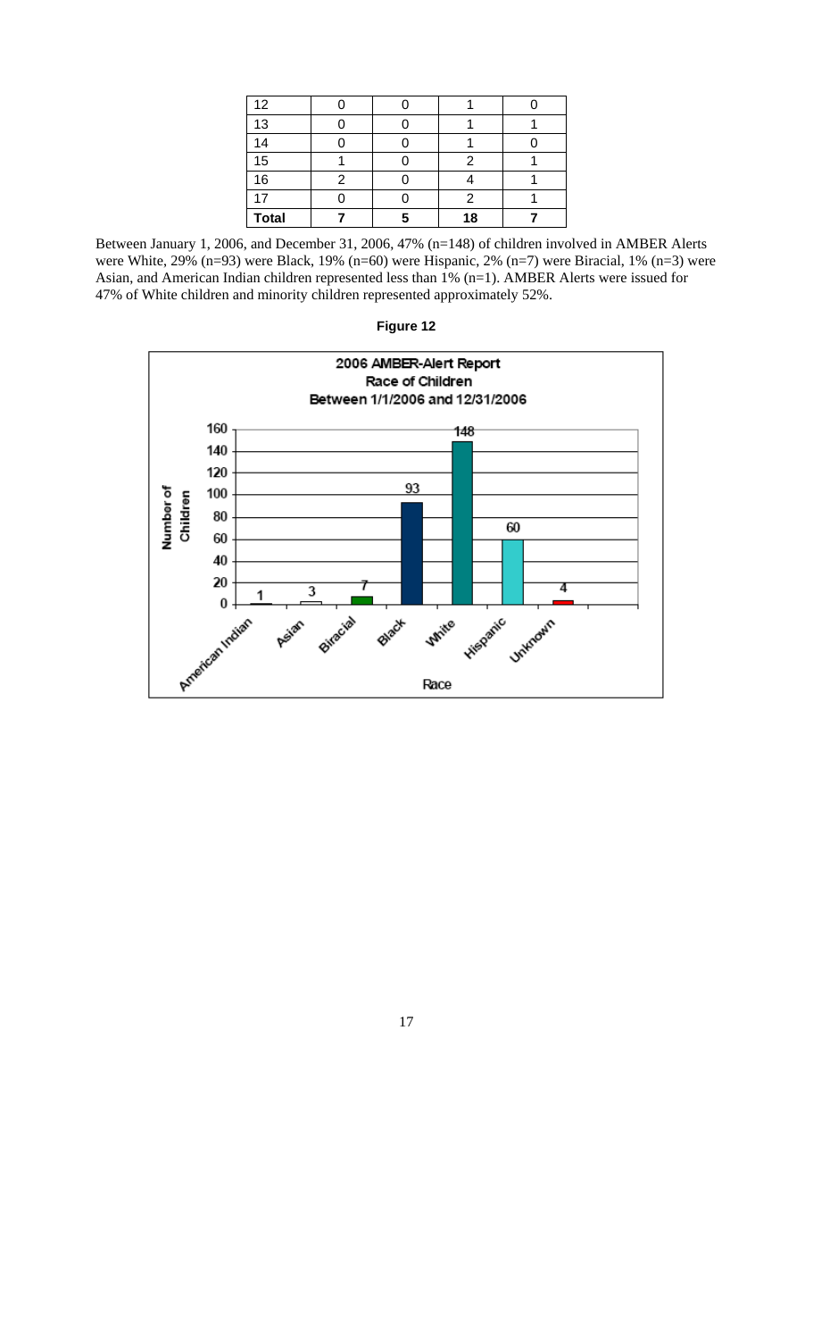| 12 | 0 | 0 | 1 | 0 |
|---|---|---|---|---|
| 13 | 0 | 0 | 1 | 1 |
| 14 | 0 | 0 | 1 | 0 |
| 15 | 1 | 0 | 2 | 1 |
| 16 | 2 | 0 | 4 | 1 |
| 17 | 0 | 0 | 2 | 1 |
| **Total** | **7** | **5** | **18** | **7** |

Between January 1, 2006, and December 31, 2006, 47% (n=148) of children involved in AMBER Alerts were White, 29% (n=93) were Black, 19% (n=60) were Hispanic, 2% (n=7) were Biracial, 1% (n=3) were Asian, and American Indian children represented less than 1% (n=1). AMBER Alerts were issued for 47% of White children and minority children represented approximately 52%.

**Figure 12**

2006 AMBER-Alert Report
Race of Children
Between 1/1/2006 and 12/31/2006

| Race | Number of Children |
|---|---|
| American Indian | 1 |
| Asian | 3 |
| Biracial | 7 |
| Black | 93 |
| White | 148 |
| Hispanic | 60 |
| Unknown | 4 |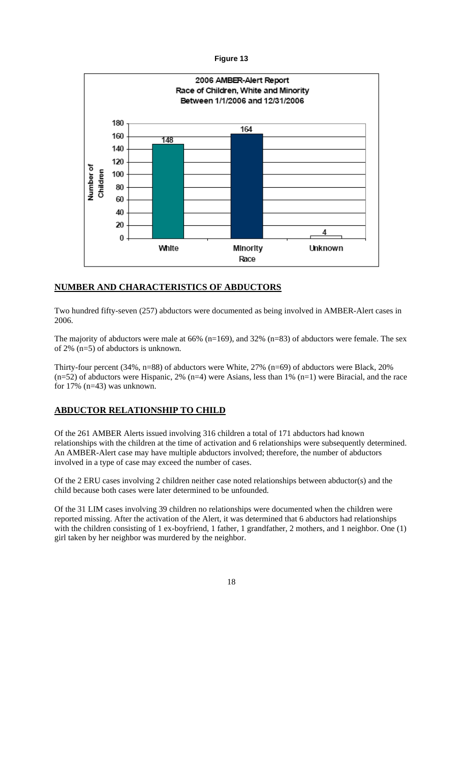**Figure 13**

2006 AMBER-Alert Report
Race of Children, White and Minority
Between 1/1/2006 and 12/31/2006

| Race | Number of Children |
|---|---|
| White | 148 |
| Minority | 164 |
| Unknown | 4 |

## NUMBER AND CHARACTERISTICS OF ABDUCTORS

Two hundred fifty-seven (257) abductors were documented as being involved in AMBER-Alert cases in 2006.

The majority of abductors were male at 66% (n=169), and 32% (n=83) of abductors were female. The sex of 2% (n=5) of abductors is unknown.

Thirty-four percent (34%, n=88) of abductors were White, 27% (n=69) of abductors were Black, 20% (n=52) of abductors were Hispanic, 2% (n=4) were Asians, less than 1% (n=1) were Biracial, and the race for 17% (n=43) was unknown.

## ABDUCTOR RELATIONSHIP TO CHILD

Of the 261 AMBER Alerts issued involving 316 children a total of 171 abductors had known relationships with the children at the time of activation and 6 relationships were subsequently determined. An AMBER-Alert case may have multiple abductors involved; therefore, the number of abductors involved in a type of case may exceed the number of cases.

Of the 2 ERU cases involving 2 children neither case noted relationships between abductor(s) and the child because both cases were later determined to be unfounded.

Of the 31 LIM cases involving 39 children no relationships were documented when the children were reported missing. After the activation of the Alert, it was determined that 6 abductors had relationships with the children consisting of 1 ex-boyfriend, 1 father, 1 grandfather, 2 mothers, and 1 neighbor. One (1) girl taken by her neighbor was murdered by the neighbor.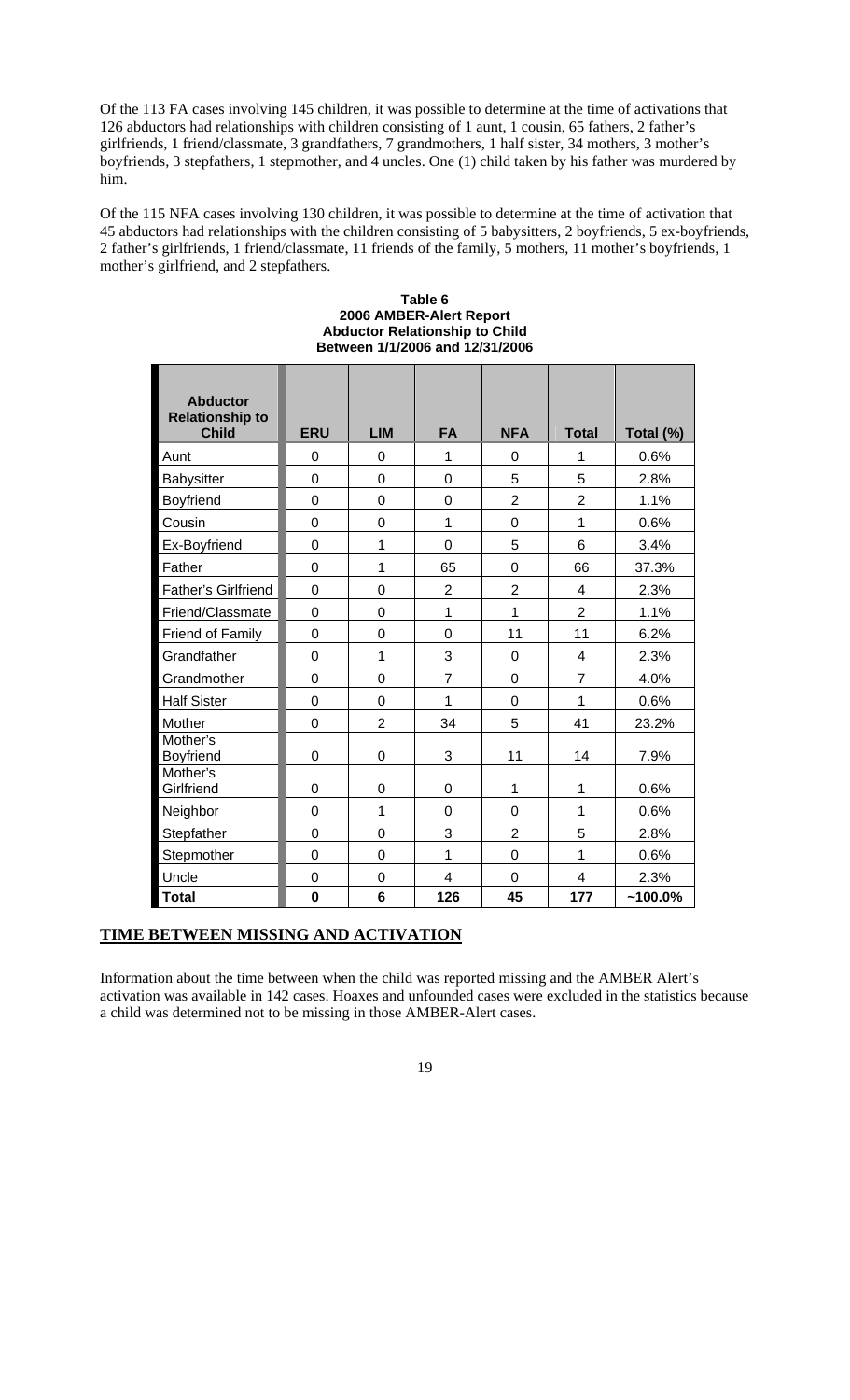Of the 113 FA cases involving 145 children, it was possible to determine at the time of activations that 126 abductors had relationships with children consisting of 1 aunt, 1 cousin, 65 fathers, 2 father's girlfriends, 1 friend/classmate, 3 grandfathers, 7 grandmothers, 1 half sister, 34 mothers, 3 mother's boyfriends, 3 stepfathers, 1 stepmother, and 4 uncles. One (1) child taken by his father was murdered by him.

Of the 115 NFA cases involving 130 children, it was possible to determine at the time of activation that 45 abductors had relationships with the children consisting of 5 babysitters, 2 boyfriends, 5 ex-boyfriends, 2 father's girlfriends, 1 friend/classmate, 11 friends of the family, 5 mothers, 11 mother's boyfriends, 1 mother's girlfriend, and 2 stepfathers.

**Table 6**
**2006 AMBER-Alert Report**
**Abductor Relationship to Child**
**Between 1/1/2006 and 12/31/2006**

| Abductor Relationship to Child | ERU | LIM | FA | NFA | Total | Total (%) |
|---|---|---|---|---|---|---|
| Aunt | 0 | 0 | 1 | 0 | 1 | 0.6% |
| Babysitter | 0 | 0 | 0 | 5 | 5 | 2.8% |
| Boyfriend | 0 | 0 | 0 | 2 | 2 | 1.1% |
| Cousin | 0 | 0 | 1 | 0 | 1 | 0.6% |
| Ex-Boyfriend | 0 | 1 | 0 | 5 | 6 | 3.4% |
| Father | 0 | 1 | 65 | 0 | 66 | 37.3% |
| Father's Girlfriend | 0 | 0 | 2 | 2 | 4 | 2.3% |
| Friend/Classmate | 0 | 0 | 1 | 1 | 2 | 1.1% |
| Friend of Family | 0 | 0 | 0 | 11 | 11 | 6.2% |
| Grandfather | 0 | 1 | 3 | 0 | 4 | 2.3% |
| Grandmother | 0 | 0 | 7 | 0 | 7 | 4.0% |
| Half Sister | 0 | 0 | 1 | 0 | 1 | 0.6% |
| Mother | 0 | 2 | 34 | 5 | 41 | 23.2% |
| Mother's Boyfriend | 0 | 0 | 3 | 11 | 14 | 7.9% |
| Mother's Girlfriend | 0 | 0 | 0 | 1 | 1 | 0.6% |
| Neighbor | 0 | 1 | 0 | 0 | 1 | 0.6% |
| Stepfather | 0 | 0 | 3 | 2 | 5 | 2.8% |
| Stepmother | 0 | 0 | 1 | 0 | 1 | 0.6% |
| Uncle | 0 | 0 | 4 | 0 | 4 | 2.3% |
| **Total** | **0** | **6** | **126** | **45** | **177** | **~100.0%** |

## TIME BETWEEN MISSING AND ACTIVATION

Information about the time between when the child was reported missing and the AMBER Alert's activation was available in 142 cases. Hoaxes and unfounded cases were excluded in the statistics because a child was determined not to be missing in those AMBER-Alert cases.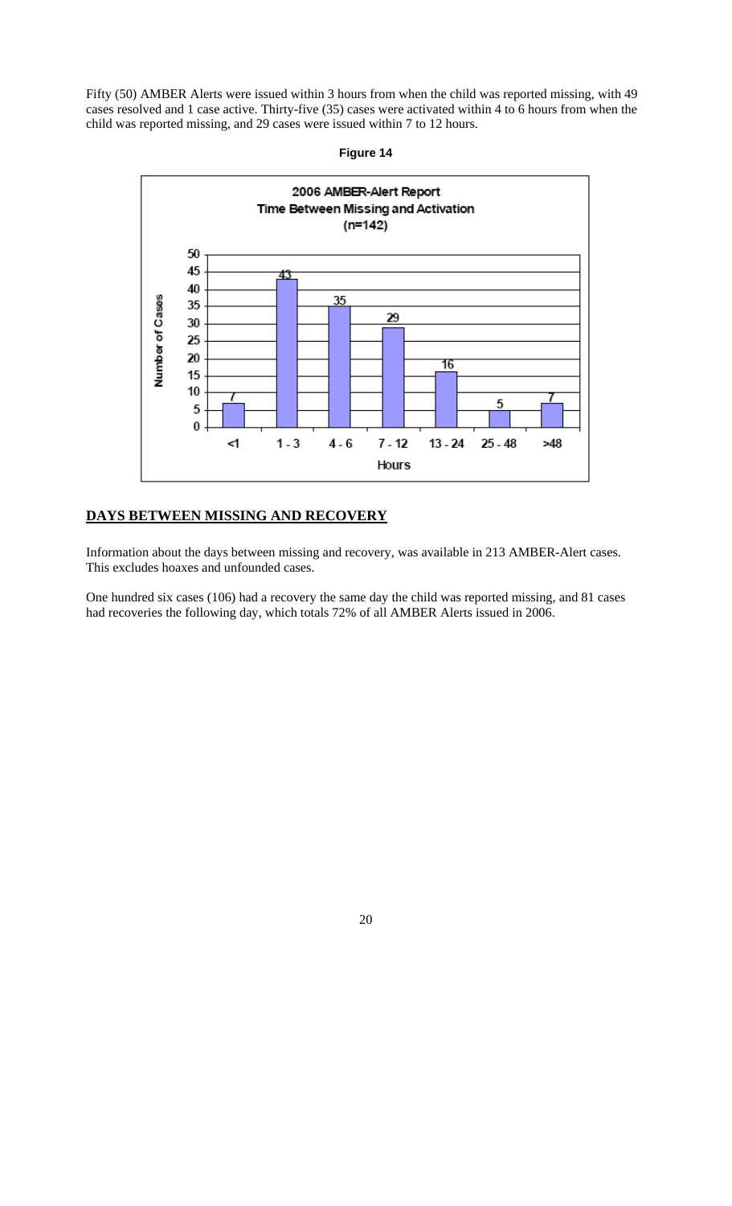Fifty (50) AMBER Alerts were issued within 3 hours from when the child was reported missing, with 49 cases resolved and 1 case active. Thirty-five (35) cases were activated within 4 to 6 hours from when the child was reported missing, and 29 cases were issued within 7 to 12 hours.

**Figure 14**

2006 AMBER-Alert Report
Time Between Missing and Activation
(n=142)

| Hours | Number of Cases |
|---|---|
| <1 | 7 |
| 1 - 3 | 43 |
| 4 - 6 | 35 |
| 7 - 12 | 29 |
| 13 - 24 | 16 |
| 25 - 48 | 5 |
| >48 | 7 |

## DAYS BETWEEN MISSING AND RECOVERY

Information about the days between missing and recovery, was available in 213 AMBER-Alert cases. This excludes hoaxes and unfounded cases.

One hundred six cases (106) had a recovery the same day the child was reported missing, and 81 cases had recoveries the following day, which totals 72% of all AMBER Alerts issued in 2006.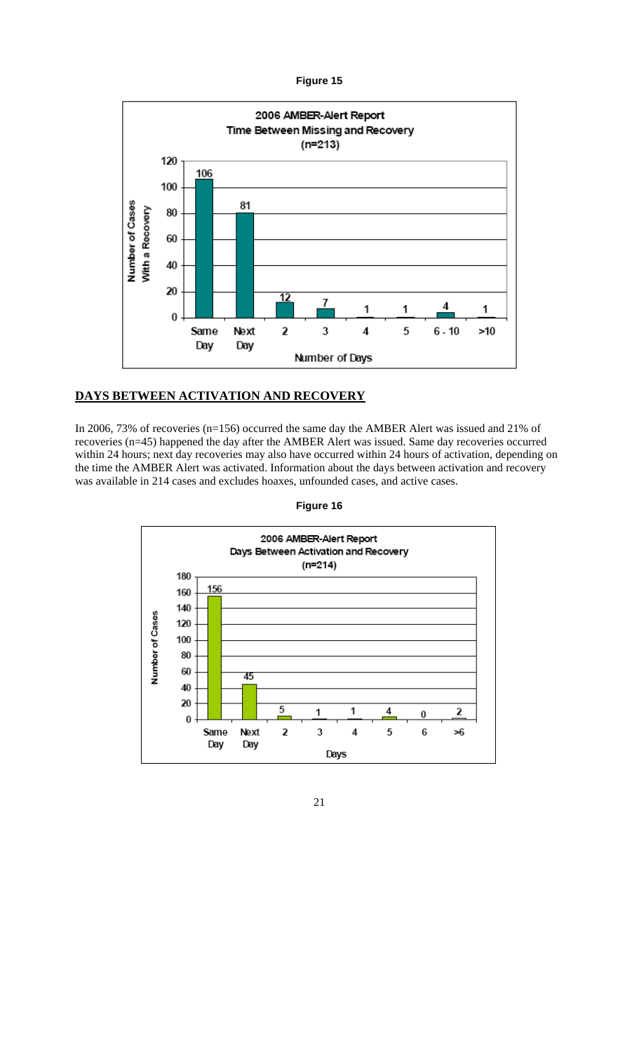**Figure 15**

2006 AMBER-Alert Report
Time Between Missing and Recovery
(n=213)

| Number of Days | Number of Cases With a Recovery |
|---|---|
| Same Day | 106 |
| Next Day | 81 |
| 2 | 12 |
| 3 | 7 |
| 4 | 1 |
| 5 | 1 |
| 6 - 10 | 4 |
| >10 | 1 |

## DAYS BETWEEN ACTIVATION AND RECOVERY

In 2006, 73% of recoveries (n=156) occurred the same day the AMBER Alert was issued and 21% of recoveries (n=45) happened the day after the AMBER Alert was issued. Same day recoveries occurred within 24 hours; next day recoveries may also have occurred within 24 hours of activation, depending on the time the AMBER Alert was activated. Information about the days between activation and recovery was available in 214 cases and excludes hoaxes, unfounded cases, and active cases.

**Figure 16**

2006 AMBER-Alert Report
Days Between Activation and Recovery
(n=214)

| Days | Number of Cases |
|---|---|
| Same Day | 156 |
| Next Day | 45 |
| 2 | 5 |
| 3 | 1 |
| 4 | 1 |
| 5 | 4 |
| 6 | 0 |
| >6 | 2 |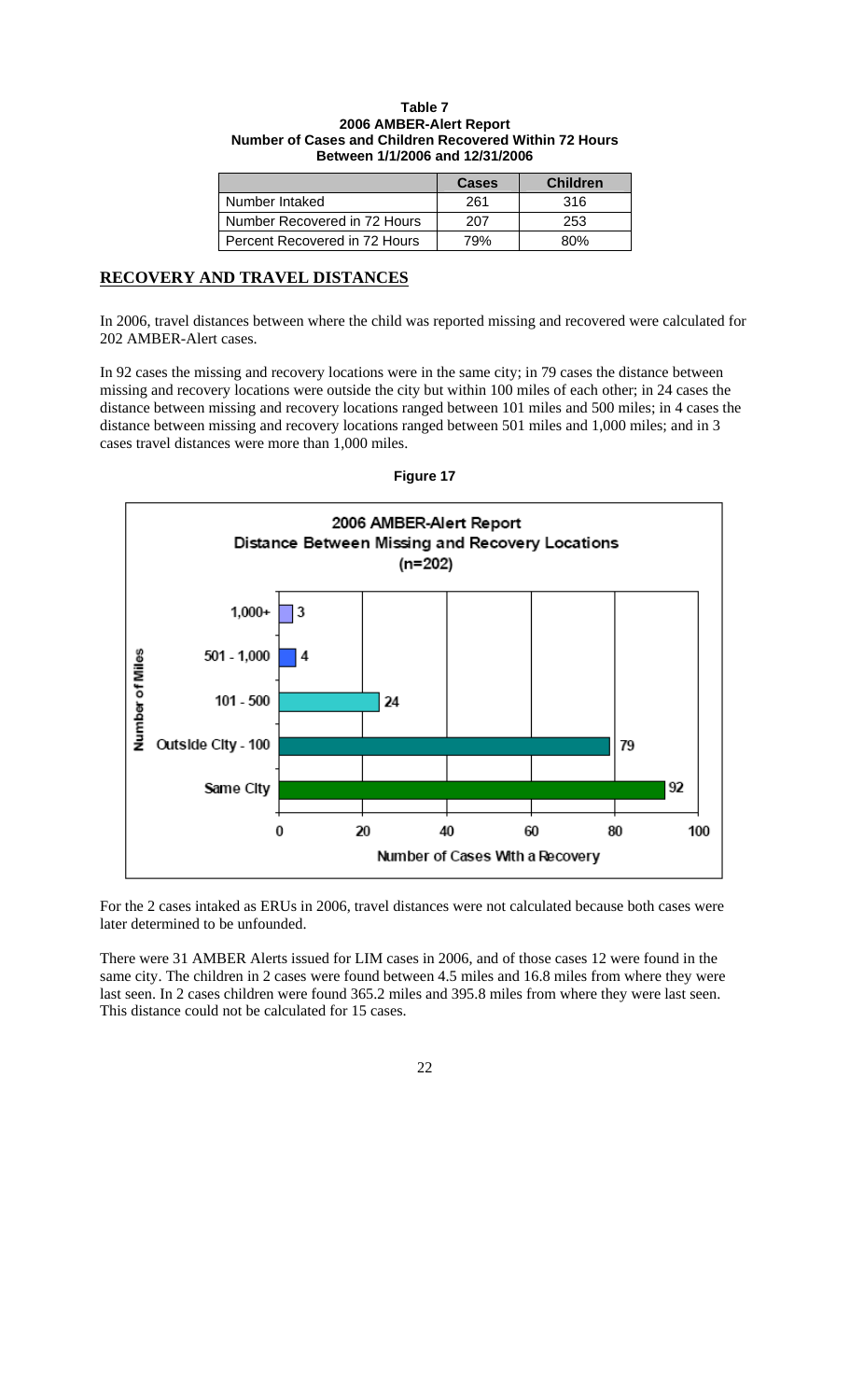**Table 7**
**2006 AMBER-Alert Report**
**Number of Cases and Children Recovered Within 72 Hours**
**Between 1/1/2006 and 12/31/2006**

| | Cases | Children |
|---|---|---|
| Number Intaked | 261 | 316 |
| Number Recovered in 72 Hours | 207 | 253 |
| Percent Recovered in 72 Hours | 79% | 80% |

## RECOVERY AND TRAVEL DISTANCES

In 2006, travel distances between where the child was reported missing and recovered were calculated for 202 AMBER-Alert cases.

In 92 cases the missing and recovery locations were in the same city; in 79 cases the distance between missing and recovery locations were outside the city but within 100 miles of each other; in 24 cases the distance between missing and recovery locations ranged between 101 miles and 500 miles; in 4 cases the distance between missing and recovery locations ranged between 501 miles and 1,000 miles; and in 3 cases travel distances were more than 1,000 miles.

**Figure 17**

**2006 AMBER-Alert Report**
**Distance Between Missing and Recovery Locations**
**(n=202)**

| Number of Miles | Number of Cases With a Recovery |
|---|---|
| 1,000+ | 3 |
| 501 - 1,000 | 4 |
| 101 - 500 | 24 |
| Outside City - 100 | 79 |
| Same City | 92 |

For the 2 cases intaked as ERUs in 2006, travel distances were not calculated because both cases were later determined to be unfounded.

There were 31 AMBER Alerts issued for LIM cases in 2006, and of those cases 12 were found in the same city. The children in 2 cases were found between 4.5 miles and 16.8 miles from where they were last seen. In 2 cases children were found 365.2 miles and 395.8 miles from where they were last seen. This distance could not be calculated for 15 cases.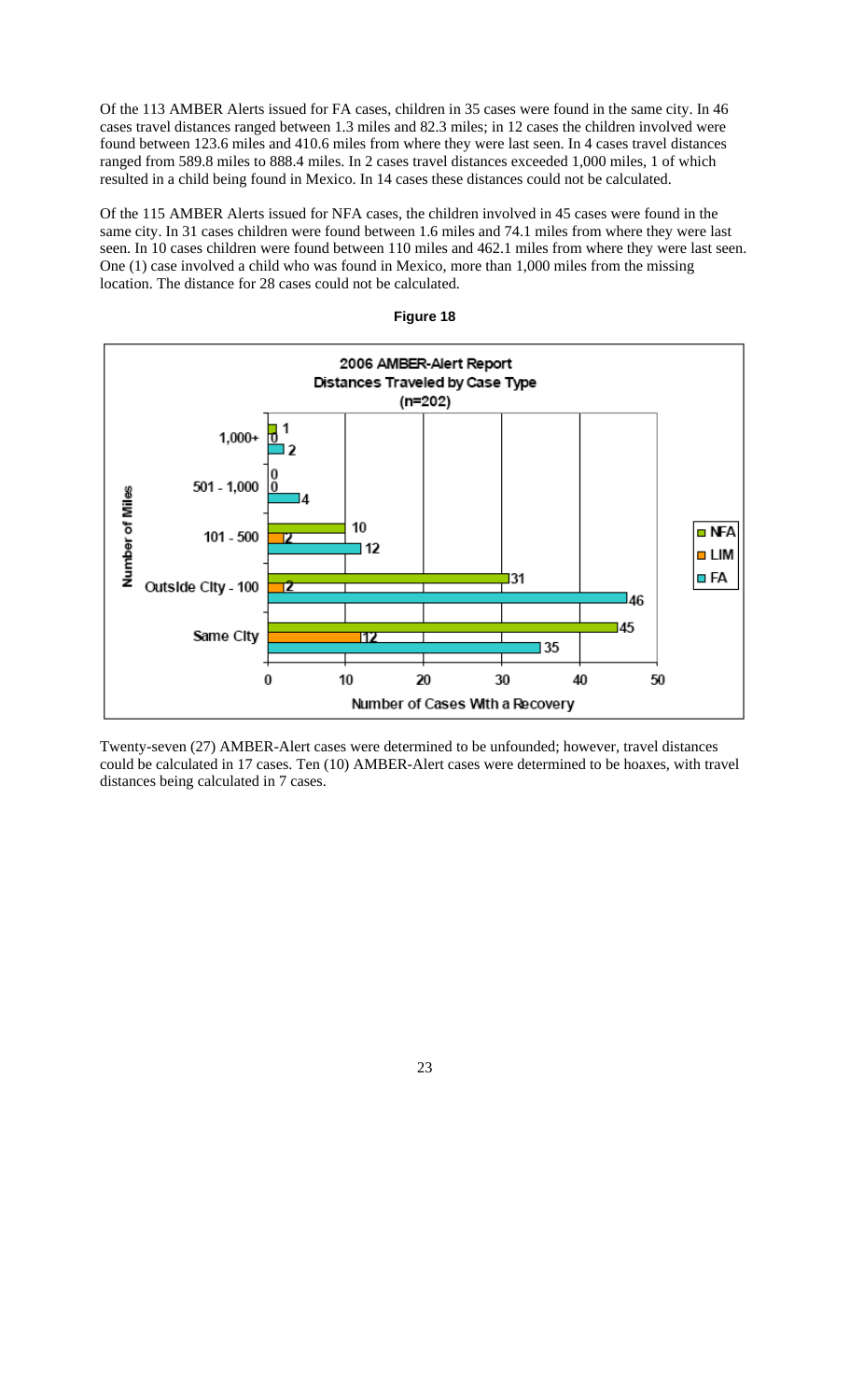Of the 113 AMBER Alerts issued for FA cases, children in 35 cases were found in the same city. In 46 cases travel distances ranged between 1.3 miles and 82.3 miles; in 12 cases the children involved were found between 123.6 miles and 410.6 miles from where they were last seen. In 4 cases travel distances ranged from 589.8 miles to 888.4 miles. In 2 cases travel distances exceeded 1,000 miles, 1 of which resulted in a child being found in Mexico. In 14 cases these distances could not be calculated.

Of the 115 AMBER Alerts issued for NFA cases, the children involved in 45 cases were found in the same city. In 31 cases children were found between 1.6 miles and 74.1 miles from where they were last seen. In 10 cases children were found between 110 miles and 462.1 miles from where they were last seen. One (1) case involved a child who was found in Mexico, more than 1,000 miles from the missing location. The distance for 28 cases could not be calculated.

**Figure 18**

**2006 AMBER-Alert Report**
**Distances Traveled by Case Type**
**(n=202)**

| Number of Miles | NFA | LIM | FA |
|---|---|---|---|
| 1,000+ | 1 | 0 | 2 |
| 501 - 1,000 | 0 | 0 | 4 |
| 101 - 500 | 10 | 2 | 12 |
| Outside City - 100 | 31 | 2 | 46 |
| Same City | 45 | 12 | 35 |

Number of Cases With a Recovery

Twenty-seven (27) AMBER-Alert cases were determined to be unfounded; however, travel distances could be calculated in 17 cases. Ten (10) AMBER-Alert cases were determined to be hoaxes, with travel distances being calculated in 7 cases.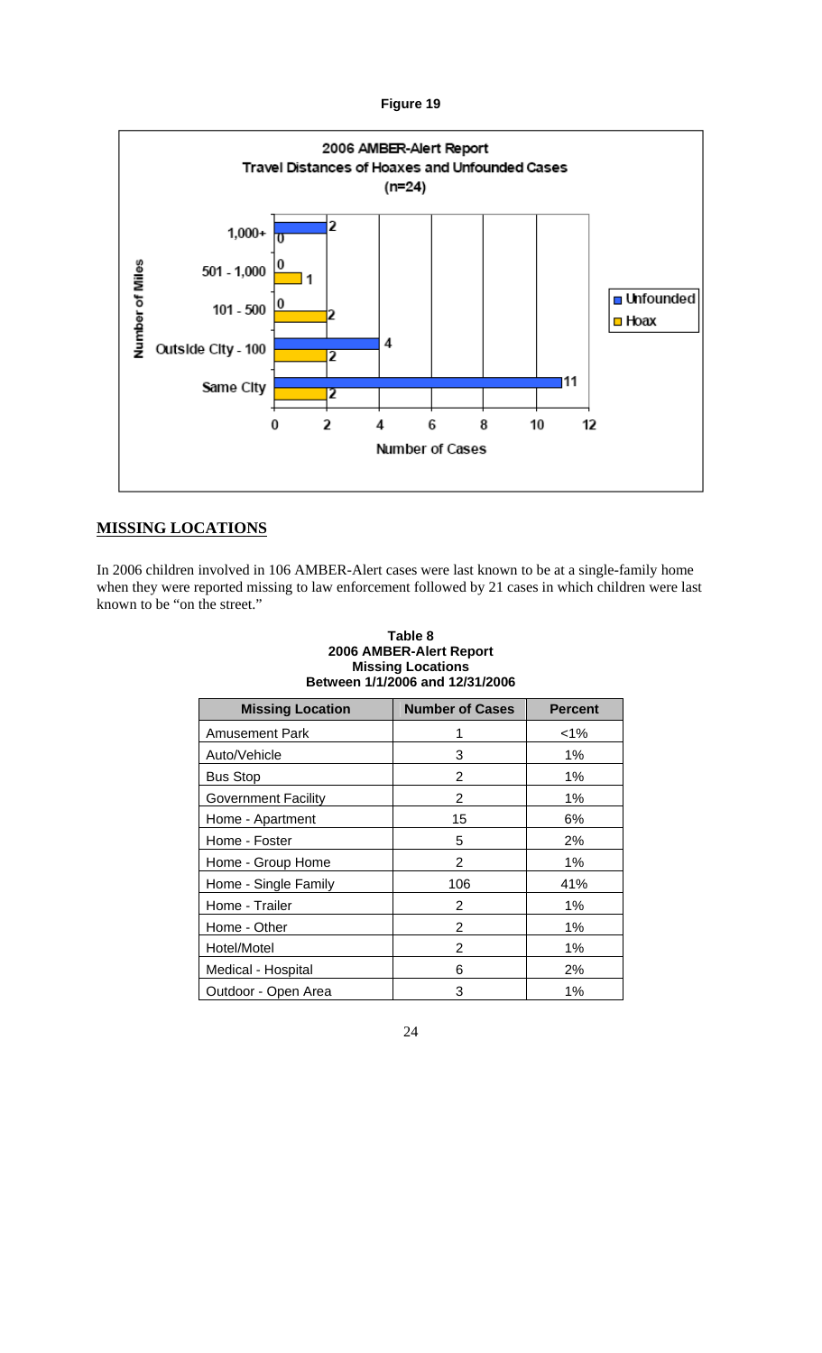**Figure 19**

2006 AMBER-Alert Report
Travel Distances of Hoaxes and Unfounded Cases
(n=24)

| Number of Miles | Unfounded | Hoax |
|---|---|---|
| 1,000+ | 2 | 0 |
| 501 - 1,000 | 0 | 1 |
| 101 - 500 | 0 | 2 |
| Outside City - 100 | 4 | 2 |
| Same City | 11 | 2 |

## MISSING LOCATIONS

In 2006 children involved in 106 AMBER-Alert cases were last known to be at a single-family home when they were reported missing to law enforcement followed by 21 cases in which children were last known to be "on the street."

**Table 8**
**2006 AMBER-Alert Report**
**Missing Locations**
**Between 1/1/2006 and 12/31/2006**

| Missing Location | Number of Cases | Percent |
|---|---|---|
| Amusement Park | 1 | <1% |
| Auto/Vehicle | 3 | 1% |
| Bus Stop | 2 | 1% |
| Government Facility | 2 | 1% |
| Home - Apartment | 15 | 6% |
| Home - Foster | 5 | 2% |
| Home - Group Home | 2 | 1% |
| Home - Single Family | 106 | 41% |
| Home - Trailer | 2 | 1% |
| Home - Other | 2 | 1% |
| Hotel/Motel | 2 | 1% |
| Medical - Hospital | 6 | 2% |
| Outdoor - Open Area | 3 | 1% |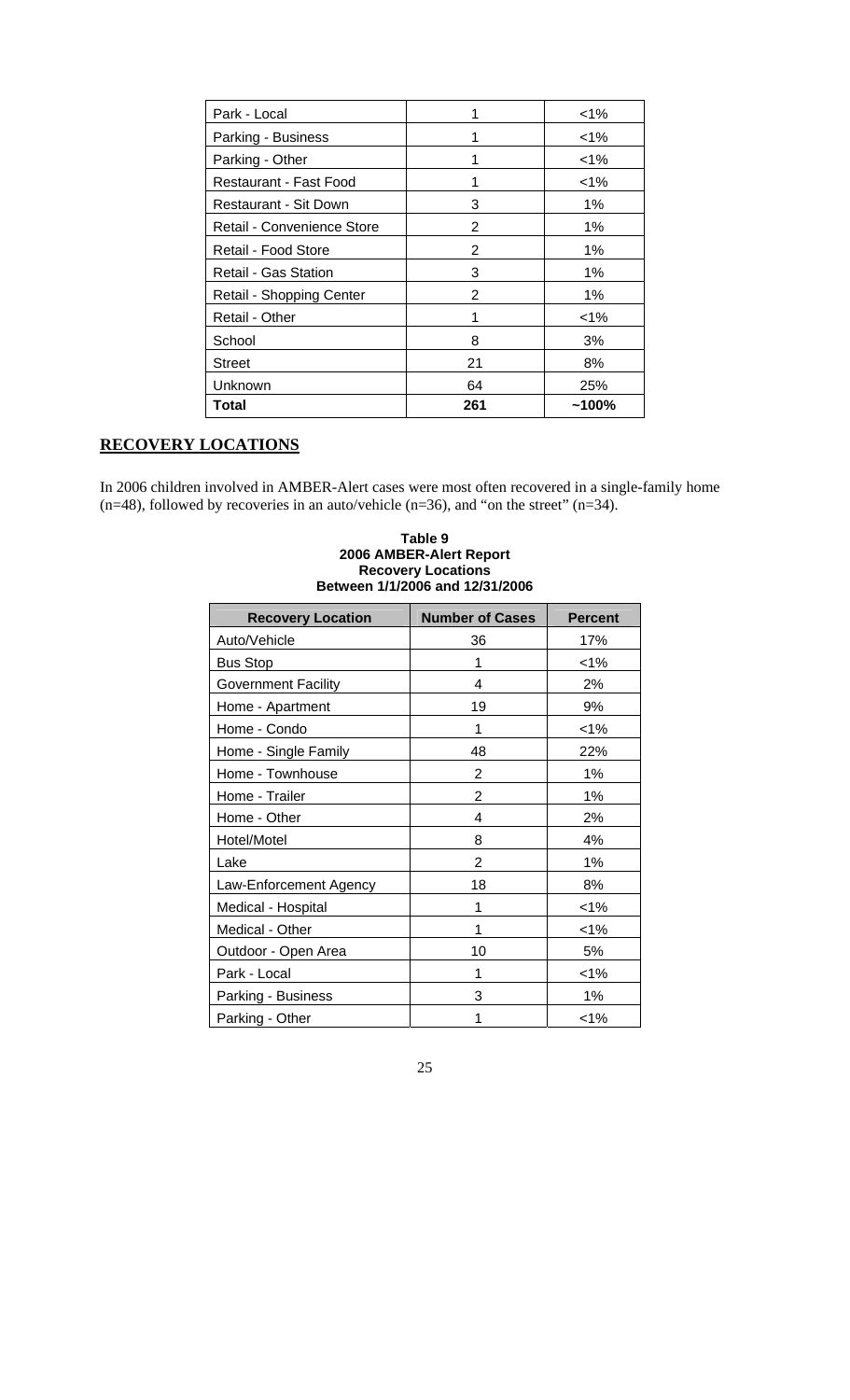| Park - Local | 1 | <1% |
|---|---|---|
| Parking - Business | 1 | <1% |
| Parking - Other | 1 | <1% |
| Restaurant - Fast Food | 1 | <1% |
| Restaurant - Sit Down | 3 | 1% |
| Retail - Convenience Store | 2 | 1% |
| Retail - Food Store | 2 | 1% |
| Retail - Gas Station | 3 | 1% |
| Retail - Shopping Center | 2 | 1% |
| Retail - Other | 1 | <1% |
| School | 8 | 3% |
| Street | 21 | 8% |
| Unknown | 64 | 25% |
| **Total** | **261** | **~100%** |

## RECOVERY LOCATIONS

In 2006 children involved in AMBER-Alert cases were most often recovered in a single-family home (n=48), followed by recoveries in an auto/vehicle (n=36), and "on the street" (n=34).

**Table 9**
**2006 AMBER-Alert Report**
**Recovery Locations**
**Between 1/1/2006 and 12/31/2006**

| Recovery Location | Number of Cases | Percent |
|---|---|---|
| Auto/Vehicle | 36 | 17% |
| Bus Stop | 1 | <1% |
| Government Facility | 4 | 2% |
| Home - Apartment | 19 | 9% |
| Home - Condo | 1 | <1% |
| Home - Single Family | 48 | 22% |
| Home - Townhouse | 2 | 1% |
| Home - Trailer | 2 | 1% |
| Home - Other | 4 | 2% |
| Hotel/Motel | 8 | 4% |
| Lake | 2 | 1% |
| Law-Enforcement Agency | 18 | 8% |
| Medical - Hospital | 1 | <1% |
| Medical - Other | 1 | <1% |
| Outdoor - Open Area | 10 | 5% |
| Park - Local | 1 | <1% |
| Parking - Business | 3 | 1% |
| Parking - Other | 1 | <1% |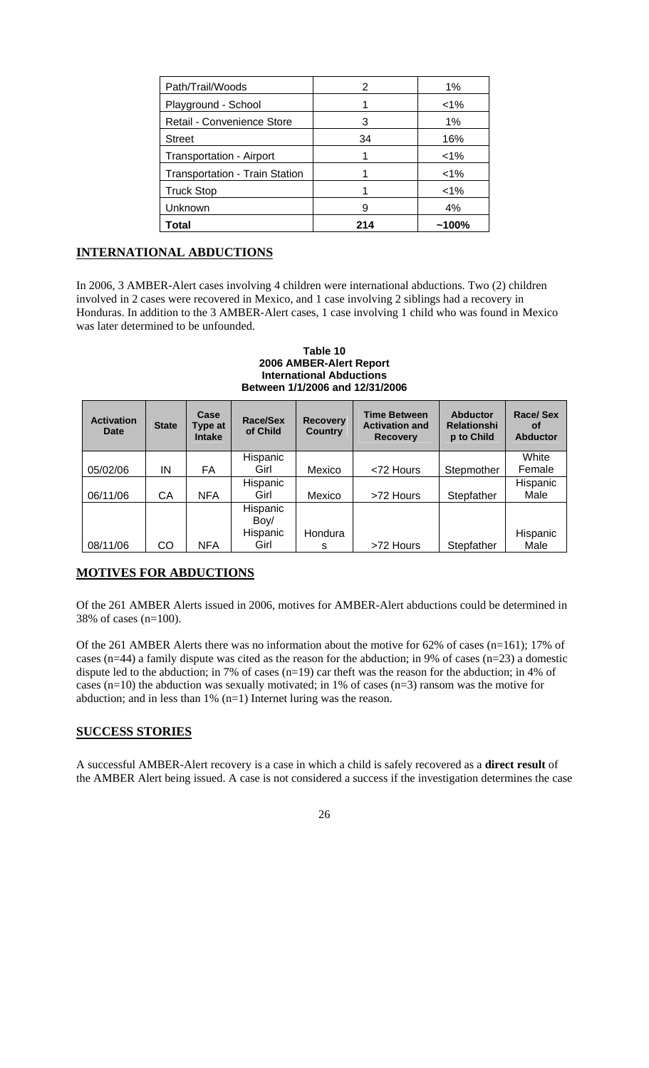| Path/Trail/Woods | 2 | 1% |
|---|---|---|
| Playground - School | 1 | <1% |
| Retail - Convenience Store | 3 | 1% |
| Street | 34 | 16% |
| Transportation - Airport | 1 | <1% |
| Transportation - Train Station | 1 | <1% |
| Truck Stop | 1 | <1% |
| Unknown | 9 | 4% |
| **Total** | **214** | **~100%** |

## INTERNATIONAL ABDUCTIONS

In 2006, 3 AMBER-Alert cases involving 4 children were international abductions. Two (2) children involved in 2 cases were recovered in Mexico, and 1 case involving 2 siblings had a recovery in Honduras. In addition to the 3 AMBER-Alert cases, 1 case involving 1 child who was found in Mexico was later determined to be unfounded.

**Table 10**
**2006 AMBER-Alert Report**
**International Abductions**
**Between 1/1/2006 and 12/31/2006**

| Activation Date | State | Case Type at Intake | Race/Sex of Child | Recovery Country | Time Between Activation and Recovery | Abductor Relationship to Child | Race/ Sex of Abductor |
|---|---|---|---|---|---|---|---|
| 05/02/06 | IN | FA | Hispanic Girl | Mexico | <72 Hours | Stepmother | White Female |
| 06/11/06 | CA | NFA | Hispanic Girl | Mexico | >72 Hours | Stepfather | Hispanic Male |
| 08/11/06 | CO | NFA | Hispanic Boy/ Hispanic Girl | Honduras | >72 Hours | Stepfather | Hispanic Male |

## MOTIVES FOR ABDUCTIONS

Of the 261 AMBER Alerts issued in 2006, motives for AMBER-Alert abductions could be determined in 38% of cases (n=100).

Of the 261 AMBER Alerts there was no information about the motive for 62% of cases (n=161); 17% of cases (n=44) a family dispute was cited as the reason for the abduction; in 9% of cases (n=23) a domestic dispute led to the abduction; in 7% of cases (n=19) car theft was the reason for the abduction; in 4% of cases (n=10) the abduction was sexually motivated; in 1% of cases (n=3) ransom was the motive for abduction; and in less than 1% (n=1) Internet luring was the reason.

## SUCCESS STORIES

A successful AMBER-Alert recovery is a case in which a child is safely recovered as a **direct result** of the AMBER Alert being issued. A case is not considered a success if the investigation determines the case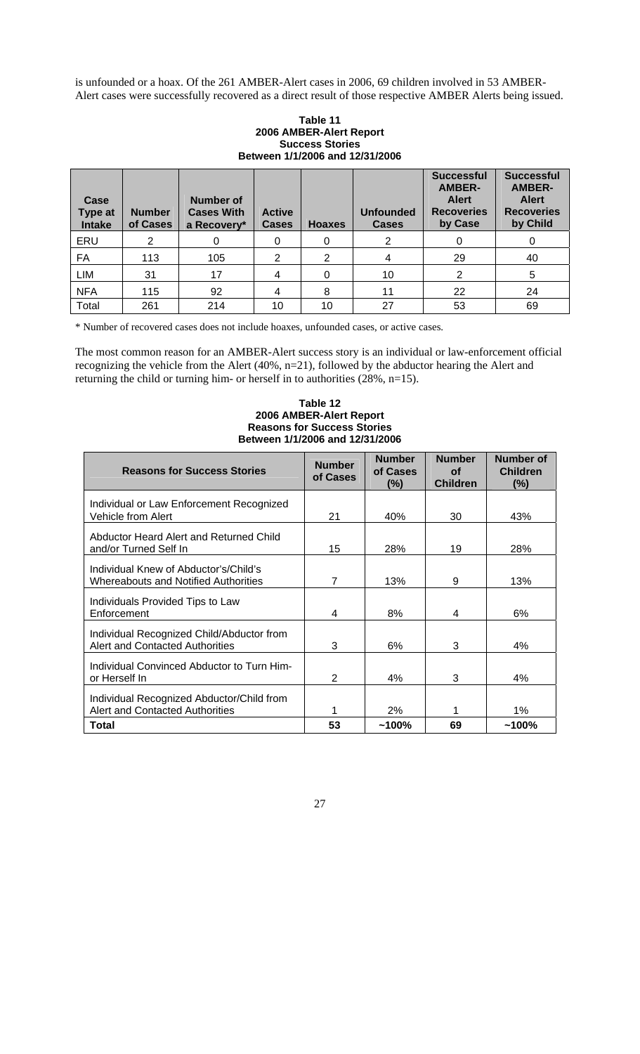is unfounded or a hoax. Of the 261 AMBER-Alert cases in 2006, 69 children involved in 53 AMBER-Alert cases were successfully recovered as a direct result of those respective AMBER Alerts being issued.

**Table 11**
**2006 AMBER-Alert Report**
**Success Stories**
**Between 1/1/2006 and 12/31/2006**

| Case Type at Intake | Number of Cases | Number of Cases With a Recovery* | Active Cases | Hoaxes | Unfounded Cases | Successful AMBER-Alert Recoveries by Case | Successful AMBER-Alert Recoveries by Child |
|---|---|---|---|---|---|---|---|
| ERU | 2 | 0 | 0 | 0 | 2 | 0 | 0 |
| FA | 113 | 105 | 2 | 2 | 4 | 29 | 40 |
| LIM | 31 | 17 | 4 | 0 | 10 | 2 | 5 |
| NFA | 115 | 92 | 4 | 8 | 11 | 22 | 24 |
| Total | 261 | 214 | 10 | 10 | 27 | 53 | 69 |

\* Number of recovered cases does not include hoaxes, unfounded cases, or active cases.

The most common reason for an AMBER-Alert success story is an individual or law-enforcement official recognizing the vehicle from the Alert (40%, n=21), followed by the abductor hearing the Alert and returning the child or turning him- or herself in to authorities (28%, n=15).

**Table 12**
**2006 AMBER-Alert Report**
**Reasons for Success Stories**
**Between 1/1/2006 and 12/31/2006**

| Reasons for Success Stories | Number of Cases | Number of Cases (%) | Number of Children | Number of Children (%) |
|---|---|---|---|---|
| Individual or Law Enforcement Recognized Vehicle from Alert | 21 | 40% | 30 | 43% |
| Abductor Heard Alert and Returned Child and/or Turned Self In | 15 | 28% | 19 | 28% |
| Individual Knew of Abductor's/Child's Whereabouts and Notified Authorities | 7 | 13% | 9 | 13% |
| Individuals Provided Tips to Law Enforcement | 4 | 8% | 4 | 6% |
| Individual Recognized Child/Abductor from Alert and Contacted Authorities | 3 | 6% | 3 | 4% |
| Individual Convinced Abductor to Turn Him- or Herself In | 2 | 4% | 3 | 4% |
| Individual Recognized Abductor/Child from Alert and Contacted Authorities | 1 | 2% | 1 | 1% |
| **Total** | **53** | **~100%** | **69** | **~100%** |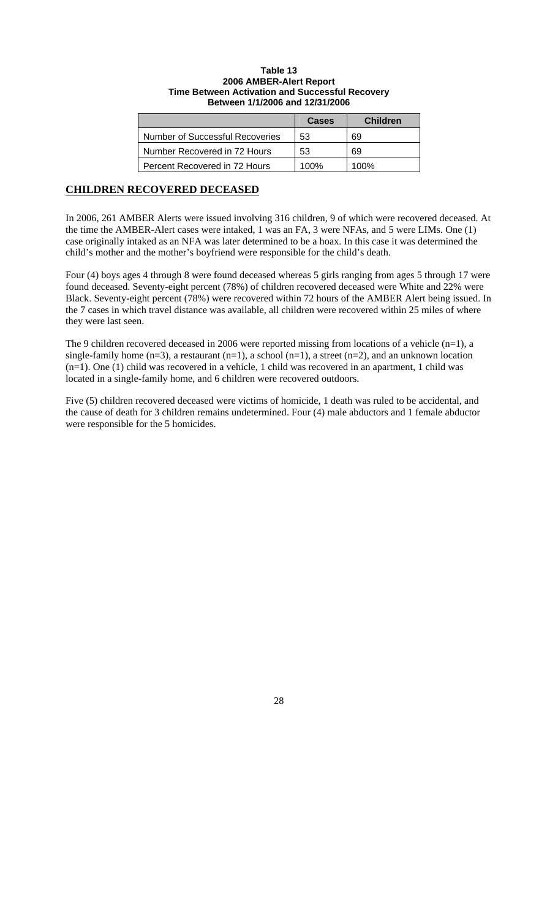**Table 13**
**2006 AMBER-Alert Report**
**Time Between Activation and Successful Recovery**
**Between 1/1/2006 and 12/31/2006**

| | Cases | Children |
|---|---|---|
| Number of Successful Recoveries | 53 | 69 |
| Number Recovered in 72 Hours | 53 | 69 |
| Percent Recovered in 72 Hours | 100% | 100% |

## CHILDREN RECOVERED DECEASED

In 2006, 261 AMBER Alerts were issued involving 316 children, 9 of which were recovered deceased. At the time the AMBER-Alert cases were intaked, 1 was an FA, 3 were NFAs, and 5 were LIMs. One (1) case originally intaked as an NFA was later determined to be a hoax. In this case it was determined the child's mother and the mother's boyfriend were responsible for the child's death.

Four (4) boys ages 4 through 8 were found deceased whereas 5 girls ranging from ages 5 through 17 were found deceased. Seventy-eight percent (78%) of children recovered deceased were White and 22% were Black. Seventy-eight percent (78%) were recovered within 72 hours of the AMBER Alert being issued. In the 7 cases in which travel distance was available, all children were recovered within 25 miles of where they were last seen.

The 9 children recovered deceased in 2006 were reported missing from locations of a vehicle (n=1), a single-family home (n=3), a restaurant (n=1), a school (n=1), a street (n=2), and an unknown location (n=1). One (1) child was recovered in a vehicle, 1 child was recovered in an apartment, 1 child was located in a single-family home, and 6 children were recovered outdoors.

Five (5) children recovered deceased were victims of homicide, 1 death was ruled to be accidental, and the cause of death for 3 children remains undetermined. Four (4) male abductors and 1 female abductor were responsible for the 5 homicides.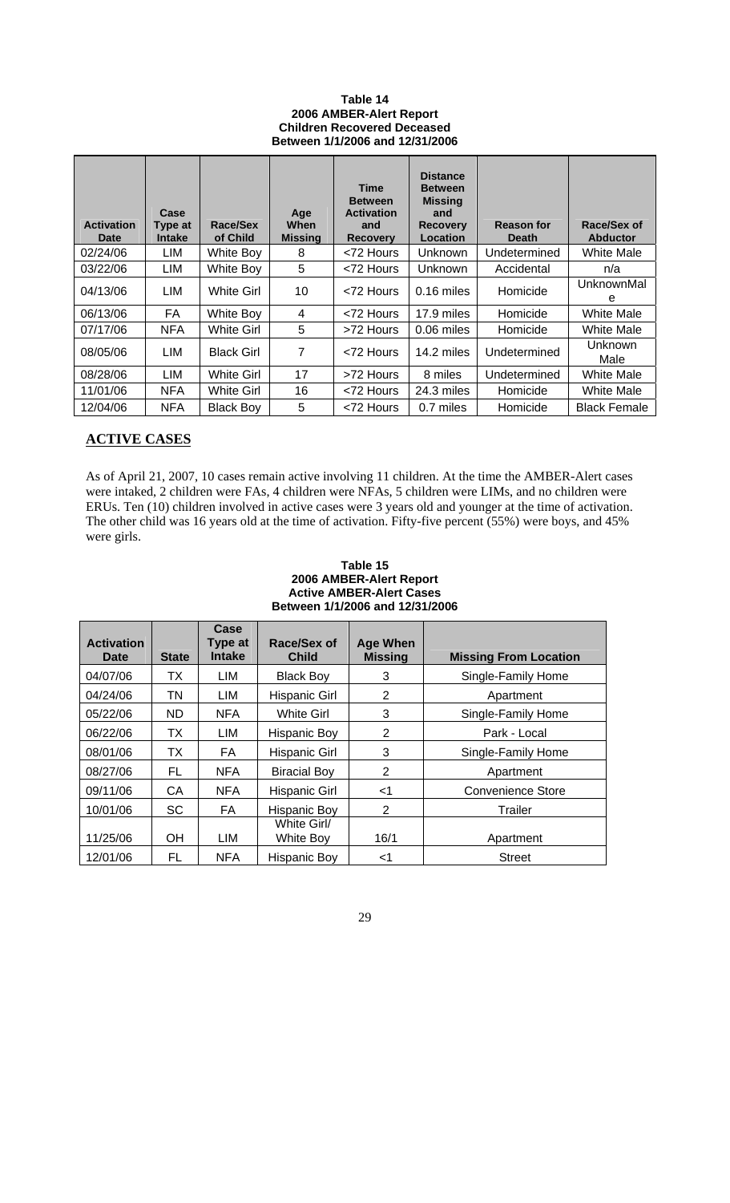**Table 14**
**2006 AMBER-Alert Report**
**Children Recovered Deceased**
**Between 1/1/2006 and 12/31/2006**

| Activation Date | Case Type at Intake | Race/Sex of Child | Age When Missing | Time Between Activation and Recovery | Distance Between Missing and Recovery Location | Reason for Death | Race/Sex of Abductor |
|---|---|---|---|---|---|---|---|
| 02/24/06 | LIM | White Boy | 8 | <72 Hours | Unknown | Undetermined | White Male |
| 03/22/06 | LIM | White Boy | 5 | <72 Hours | Unknown | Accidental | n/a |
| 04/13/06 | LIM | White Girl | 10 | <72 Hours | 0.16 miles | Homicide | UnknownMale |
| 06/13/06 | FA | White Boy | 4 | <72 Hours | 17.9 miles | Homicide | White Male |
| 07/17/06 | NFA | White Girl | 5 | >72 Hours | 0.06 miles | Homicide | White Male |
| 08/05/06 | LIM | Black Girl | 7 | <72 Hours | 14.2 miles | Undetermined | Unknown Male |
| 08/28/06 | LIM | White Girl | 17 | >72 Hours | 8 miles | Undetermined | White Male |
| 11/01/06 | NFA | White Girl | 16 | <72 Hours | 24.3 miles | Homicide | White Male |
| 12/04/06 | NFA | Black Boy | 5 | <72 Hours | 0.7 miles | Homicide | Black Female |

## ACTIVE CASES

As of April 21, 2007, 10 cases remain active involving 11 children. At the time the AMBER-Alert cases were intaked, 2 children were FAs, 4 children were NFAs, 5 children were LIMs, and no children were ERUs. Ten (10) children involved in active cases were 3 years old and younger at the time of activation. The other child was 16 years old at the time of activation. Fifty-five percent (55%) were boys, and 45% were girls.

**Table 15**
**2006 AMBER-Alert Report**
**Active AMBER-Alert Cases**
**Between 1/1/2006 and 12/31/2006**

| Activation Date | State | Case Type at Intake | Race/Sex of Child | Age When Missing | Missing From Location |
|---|---|---|---|---|---|
| 04/07/06 | TX | LIM | Black Boy | 3 | Single-Family Home |
| 04/24/06 | TN | LIM | Hispanic Girl | 2 | Apartment |
| 05/22/06 | ND | NFA | White Girl | 3 | Single-Family Home |
| 06/22/06 | TX | LIM | Hispanic Boy | 2 | Park - Local |
| 08/01/06 | TX | FA | Hispanic Girl | 3 | Single-Family Home |
| 08/27/06 | FL | NFA | Biracial Boy | 2 | Apartment |
| 09/11/06 | CA | NFA | Hispanic Girl | <1 | Convenience Store |
| 10/01/06 | SC | FA | Hispanic Boy | 2 | Trailer |
| 11/25/06 | OH | LIM | White Girl/ White Boy | 16/1 | Apartment |
| 12/01/06 | FL | NFA | Hispanic Boy | <1 | Street |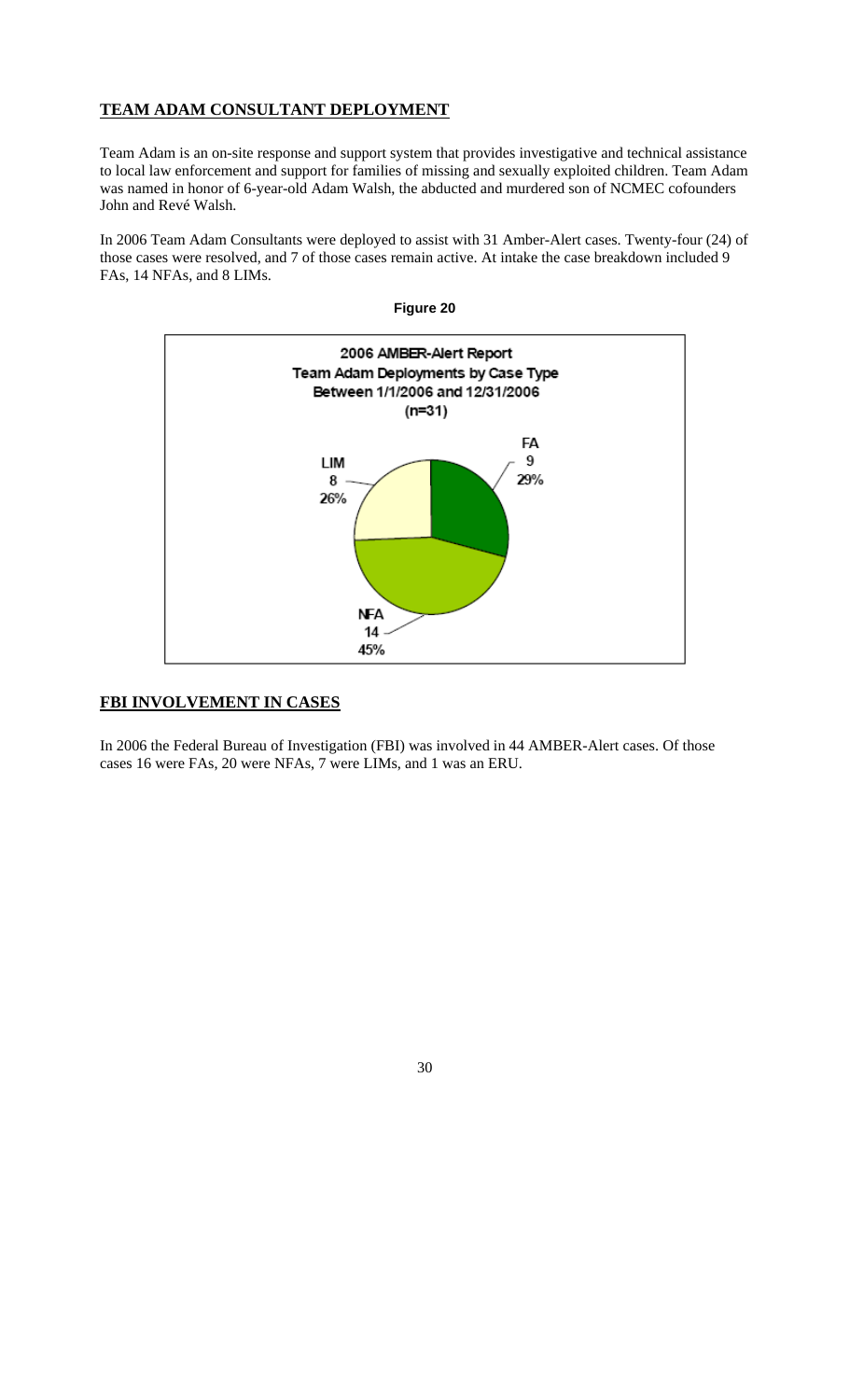## TEAM ADAM CONSULTANT DEPLOYMENT

Team Adam is an on-site response and support system that provides investigative and technical assistance to local law enforcement and support for families of missing and sexually exploited children. Team Adam was named in honor of 6-year-old Adam Walsh, the abducted and murdered son of NCMEC cofounders John and Revé Walsh.

In 2006 Team Adam Consultants were deployed to assist with 31 Amber-Alert cases. Twenty-four (24) of those cases were resolved, and 7 of those cases remain active. At intake the case breakdown included 9 FAs, 14 NFAs, and 8 LIMs.

**Figure 20**

2006 AMBER-Alert Report
Team Adam Deployments by Case Type
Between 1/1/2006 and 12/31/2006
(n=31)

| Case Type | Count | Percent |
|---|---|---|
| FA | 9 | 29% |
| NFA | 14 | 45% |
| LIM | 8 | 26% |

## FBI INVOLVEMENT IN CASES

In 2006 the Federal Bureau of Investigation (FBI) was involved in 44 AMBER-Alert cases. Of those cases 16 were FAs, 20 were NFAs, 7 were LIMs, and 1 was an ERU.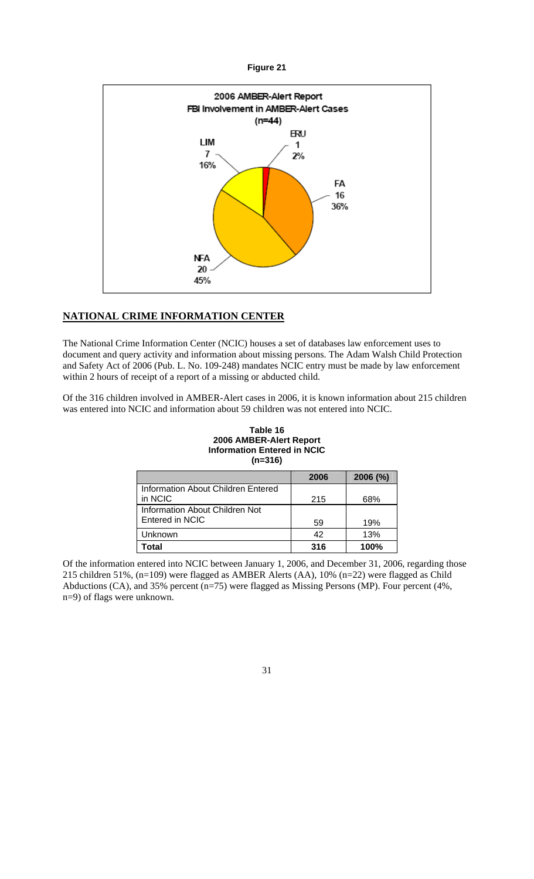**Figure 21**

2006 AMBER-Alert Report
FBI Involvement in AMBER-Alert Cases
(n=44)

ERU 1 2%
FA 16 36%
NFA 20 45%
LIM 7 16%

## NATIONAL CRIME INFORMATION CENTER

The National Crime Information Center (NCIC) houses a set of databases law enforcement uses to document and query activity and information about missing persons. The Adam Walsh Child Protection and Safety Act of 2006 (Pub. L. No. 109-248) mandates NCIC entry must be made by law enforcement within 2 hours of receipt of a report of a missing or abducted child.

Of the 316 children involved in AMBER-Alert cases in 2006, it is known information about 215 children was entered into NCIC and information about 59 children was not entered into NCIC.

**Table 16**
**2006 AMBER-Alert Report**
**Information Entered in NCIC**
**(n=316)**

| | 2006 | 2006 (%) |
|---|---|---|
| Information About Children Entered in NCIC | 215 | 68% |
| Information About Children Not Entered in NCIC | 59 | 19% |
| Unknown | 42 | 13% |
| **Total** | **316** | **100%** |

Of the information entered into NCIC between January 1, 2006, and December 31, 2006, regarding those 215 children 51%, (n=109) were flagged as AMBER Alerts (AA), 10% (n=22) were flagged as Child Abductions (CA), and 35% percent (n=75) were flagged as Missing Persons (MP). Four percent (4%, n=9) of flags were unknown.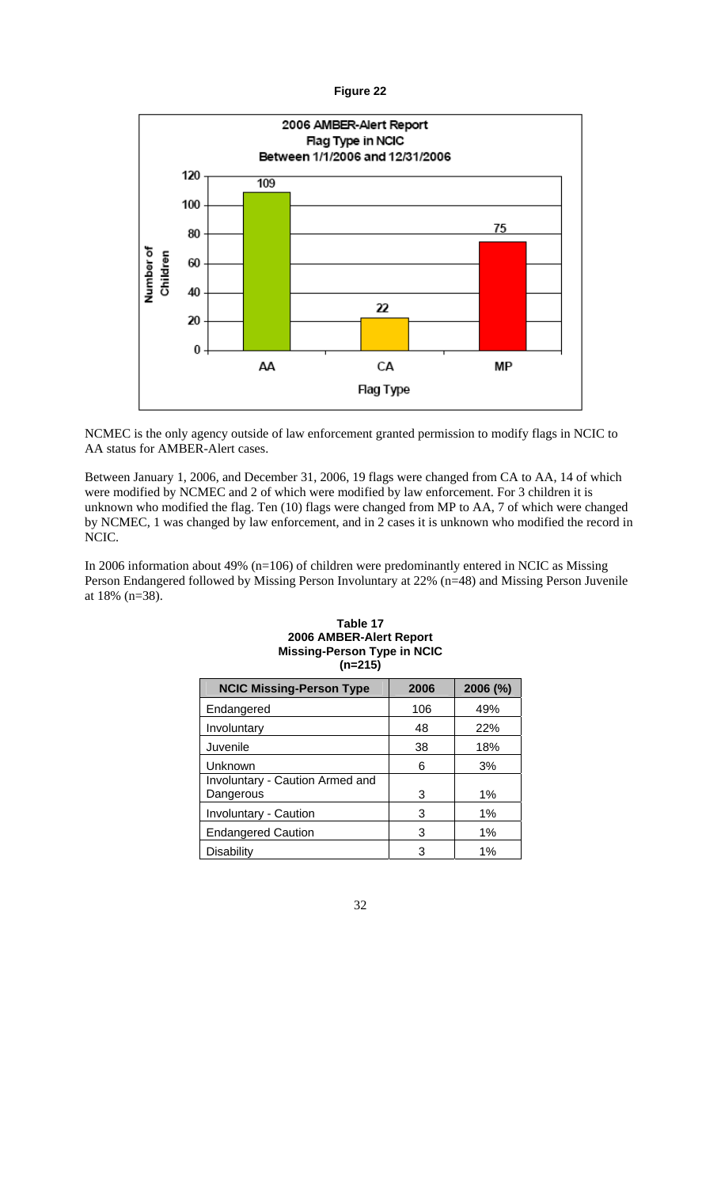**Figure 22**

2006 AMBER-Alert Report
Flag Type in NCIC
Between 1/1/2006 and 12/31/2006

| Flag Type | Number of Children |
|---|---|
| AA | 109 |
| CA | 22 |
| MP | 75 |

NCMEC is the only agency outside of law enforcement granted permission to modify flags in NCIC to AA status for AMBER-Alert cases.

Between January 1, 2006, and December 31, 2006, 19 flags were changed from CA to AA, 14 of which were modified by NCMEC and 2 of which were modified by law enforcement. For 3 children it is unknown who modified the flag. Ten (10) flags were changed from MP to AA, 7 of which were changed by NCMEC, 1 was changed by law enforcement, and in 2 cases it is unknown who modified the record in NCIC.

In 2006 information about 49% (n=106) of children were predominantly entered in NCIC as Missing Person Endangered followed by Missing Person Involuntary at 22% (n=48) and Missing Person Juvenile at 18% (n=38).

**Table 17**
**2006 AMBER-Alert Report**
**Missing-Person Type in NCIC**
**(n=215)**

| NCIC Missing-Person Type | 2006 | 2006 (%) |
|---|---|---|
| Endangered | 106 | 49% |
| Involuntary | 48 | 22% |
| Juvenile | 38 | 18% |
| Unknown | 6 | 3% |
| Involuntary - Caution Armed and Dangerous | 3 | 1% |
| Involuntary - Caution | 3 | 1% |
| Endangered Caution | 3 | 1% |
| Disability | 3 | 1% |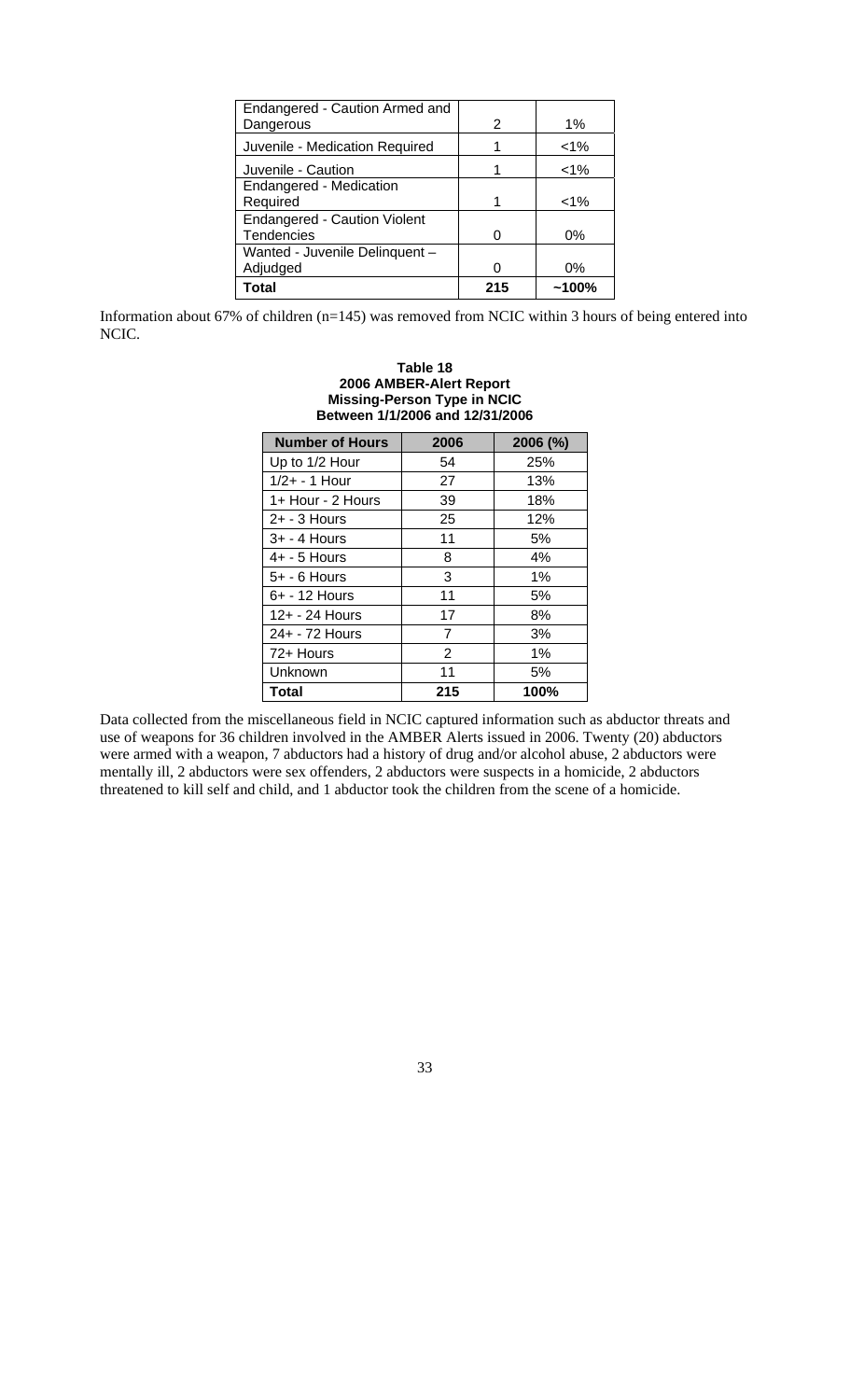| | | |
|---|---|---|
| Endangered - Caution Armed and Dangerous | 2 | 1% |
| Juvenile - Medication Required | 1 | <1% |
| Juvenile - Caution | 1 | <1% |
| Endangered - Medication Required | 1 | <1% |
| Endangered - Caution Violent Tendencies | 0 | 0% |
| Wanted - Juvenile Delinquent – Adjudged | 0 | 0% |
| **Total** | **215** | **~100%** |

Information about 67% of children (n=145) was removed from NCIC within 3 hours of being entered into NCIC.

**Table 18**
**2006 AMBER-Alert Report**
**Missing-Person Type in NCIC**
**Between 1/1/2006 and 12/31/2006**

| Number of Hours | 2006 | 2006 (%) |
|---|---|---|
| Up to 1/2 Hour | 54 | 25% |
| 1/2+ - 1 Hour | 27 | 13% |
| 1+ Hour - 2 Hours | 39 | 18% |
| 2+ - 3 Hours | 25 | 12% |
| 3+ - 4 Hours | 11 | 5% |
| 4+ - 5 Hours | 8 | 4% |
| 5+ - 6 Hours | 3 | 1% |
| 6+ - 12 Hours | 11 | 5% |
| 12+ - 24 Hours | 17 | 8% |
| 24+ - 72 Hours | 7 | 3% |
| 72+ Hours | 2 | 1% |
| Unknown | 11 | 5% |
| **Total** | **215** | **100%** |

Data collected from the miscellaneous field in NCIC captured information such as abductor threats and use of weapons for 36 children involved in the AMBER Alerts issued in 2006. Twenty (20) abductors were armed with a weapon, 7 abductors had a history of drug and/or alcohol abuse, 2 abductors were mentally ill, 2 abductors were sex offenders, 2 abductors were suspects in a homicide, 2 abductors threatened to kill self and child, and 1 abductor took the children from the scene of a homicide.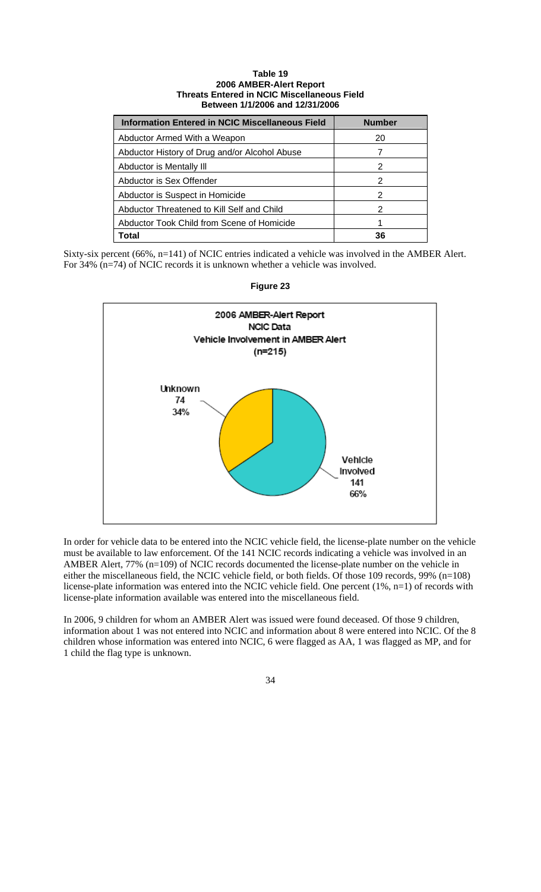**Table 19**
**2006 AMBER-Alert Report**
**Threats Entered in NCIC Miscellaneous Field**
**Between 1/1/2006 and 12/31/2006**

| Information Entered in NCIC Miscellaneous Field | Number |
|---|---|
| Abductor Armed With a Weapon | 20 |
| Abductor History of Drug and/or Alcohol Abuse | 7 |
| Abductor is Mentally Ill | 2 |
| Abductor is Sex Offender | 2 |
| Abductor is Suspect in Homicide | 2 |
| Abductor Threatened to Kill Self and Child | 2 |
| Abductor Took Child from Scene of Homicide | 1 |
| **Total** | **36** |

Sixty-six percent (66%, n=141) of NCIC entries indicated a vehicle was involved in the AMBER Alert. For 34% (n=74) of NCIC records it is unknown whether a vehicle was involved.

**Figure 23**

2006 AMBER-Alert Report
NCIC Data
Vehicle Involvement in AMBER Alert
(n=215)

| Category | Number | Percent |
|---|---|---|
| Vehicle Involved | 141 | 66% |
| Unknown | 74 | 34% |

In order for vehicle data to be entered into the NCIC vehicle field, the license-plate number on the vehicle must be available to law enforcement. Of the 141 NCIC records indicating a vehicle was involved in an AMBER Alert, 77% (n=109) of NCIC records documented the license-plate number on the vehicle in either the miscellaneous field, the NCIC vehicle field, or both fields. Of those 109 records, 99% (n=108) license-plate information was entered into the NCIC vehicle field. One percent (1%, n=1) of records with license-plate information available was entered into the miscellaneous field.

In 2006, 9 children for whom an AMBER Alert was issued were found deceased. Of those 9 children, information about 1 was not entered into NCIC and information about 8 were entered into NCIC. Of the 8 children whose information was entered into NCIC, 6 were flagged as AA, 1 was flagged as MP, and for 1 child the flag type is unknown.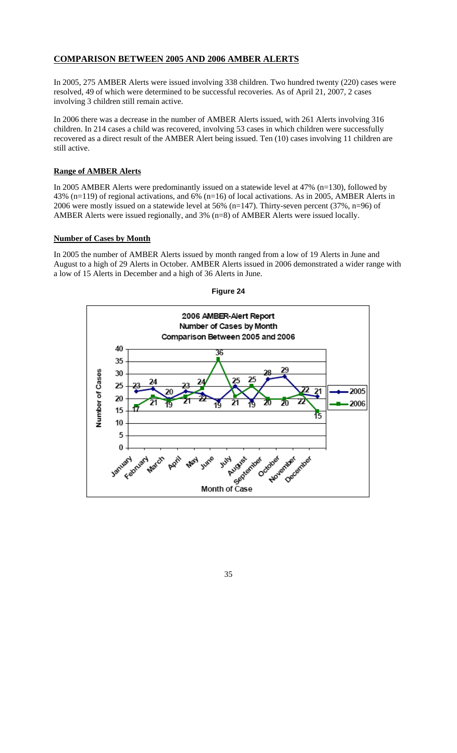## COMPARISON BETWEEN 2005 AND 2006 AMBER ALERTS

In 2005, 275 AMBER Alerts were issued involving 338 children. Two hundred twenty (220) cases were resolved, 49 of which were determined to be successful recoveries. As of April 21, 2007, 2 cases involving 3 children still remain active.

In 2006 there was a decrease in the number of AMBER Alerts issued, with 261 Alerts involving 316 children. In 214 cases a child was recovered, involving 53 cases in which children were successfully recovered as a direct result of the AMBER Alert being issued. Ten (10) cases involving 11 children are still active.

### Range of AMBER Alerts

In 2005 AMBER Alerts were predominantly issued on a statewide level at 47% (n=130), followed by 43% (n=119) of regional activations, and 6% (n=16) of local activations. As in 2005, AMBER Alerts in 2006 were mostly issued on a statewide level at 56% (n=147). Thirty-seven percent (37%, n=96) of AMBER Alerts were issued regionally, and 3% (n=8) of AMBER Alerts were issued locally.

### Number of Cases by Month

In 2005 the number of AMBER Alerts issued by month ranged from a low of 19 Alerts in June and August to a high of 29 Alerts in October. AMBER Alerts issued in 2006 demonstrated a wider range with a low of 15 Alerts in December and a high of 36 Alerts in June.

**Figure 24**

2006 AMBER-Alert Report
Number of Cases by Month
Comparison Between 2005 and 2006

| Month of Case | 2005 | 2006 |
|---|---|---|
| January | 23 | 17 |
| February | 24 | 21 |
| March | 20 | 19 |
| April | 23 | 21 |
| May | 22 | 24 |
| June | 19 | 36 |
| July | 25 | 21 |
| August | 19 | 25 |
| September | 28 | 20 |
| October | 29 | 20 |
| November | 22 | 22 |
| December | 21 | 15 |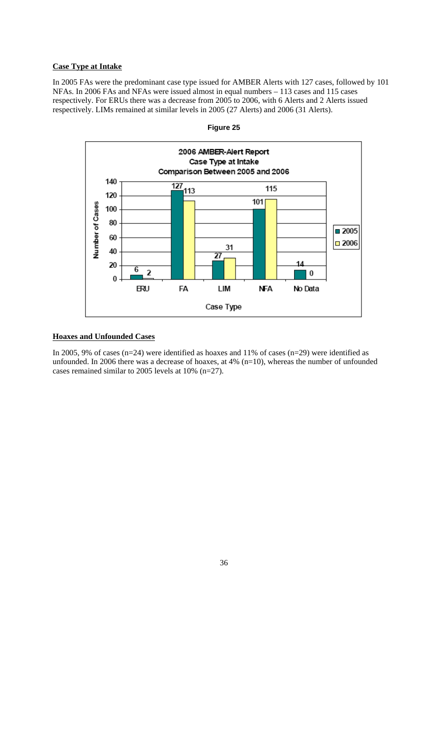**Case Type at Intake**

In 2005 FAs were the predominant case type issued for AMBER Alerts with 127 cases, followed by 101 NFAs. In 2006 FAs and NFAs were issued almost in equal numbers – 113 cases and 115 cases respectively. For ERUs there was a decrease from 2005 to 2006, with 6 Alerts and 2 Alerts issued respectively. LIMs remained at similar levels in 2005 (27 Alerts) and 2006 (31 Alerts).

**Figure 25**

2006 AMBER-Alert Report
Case Type at Intake
Comparison Between 2005 and 2006

| Case Type | 2005 | 2006 |
|---|---|---|
| ERU | 6 | 2 |
| FA | 127 | 113 |
| LIM | 27 | 31 |
| NFA | 101 | 115 |
| No Data | 14 | 0 |

**Hoaxes and Unfounded Cases**

In 2005, 9% of cases (n=24) were identified as hoaxes and 11% of cases (n=29) were identified as unfounded. In 2006 there was a decrease of hoaxes, at 4% (n=10), whereas the number of unfounded cases remained similar to 2005 levels at 10% (n=27).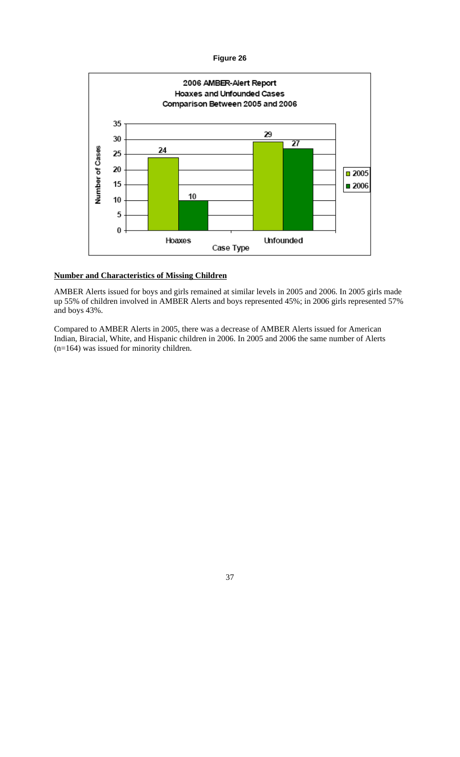**Figure 26**

**Number and Characteristics of Missing Children**

AMBER Alerts issued for boys and girls remained at similar levels in 2005 and 2006. In 2005 girls made up 55% of children involved in AMBER Alerts and boys represented 45%; in 2006 girls represented 57% and boys 43%.

Compared to AMBER Alerts in 2005, there was a decrease of AMBER Alerts issued for American Indian, Biracial, White, and Hispanic children in 2006. In 2005 and 2006 the same number of Alerts (n=164) was issued for minority children.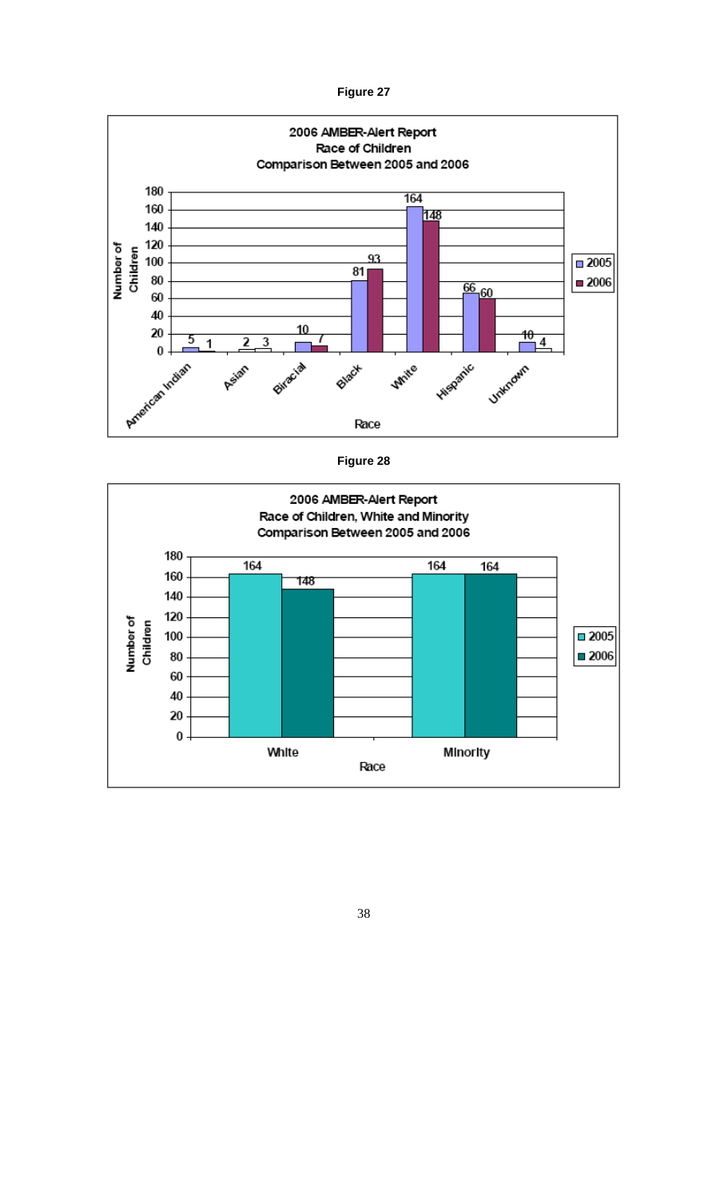**Figure 27**

**2006 AMBER-Alert Report**
**Race of Children**
**Comparison Between 2005 and 2006**

| Race | 2005 | 2006 |
|---|---|---|
| American Indian | 5 | 1 |
| Asian | 2 | 3 |
| Biracial | 10 | 7 |
| Black | 81 | 93 |
| White | 164 | 148 |
| Hispanic | 66 | 60 |
| Unknown | 10 | 4 |

**Figure 28**

**2006 AMBER-Alert Report**
**Race of Children, White and Minority**
**Comparison Between 2005 and 2006**

| Race | 2005 | 2006 |
|---|---|---|
| White | 164 | 148 |
| Minority | 164 | 164 |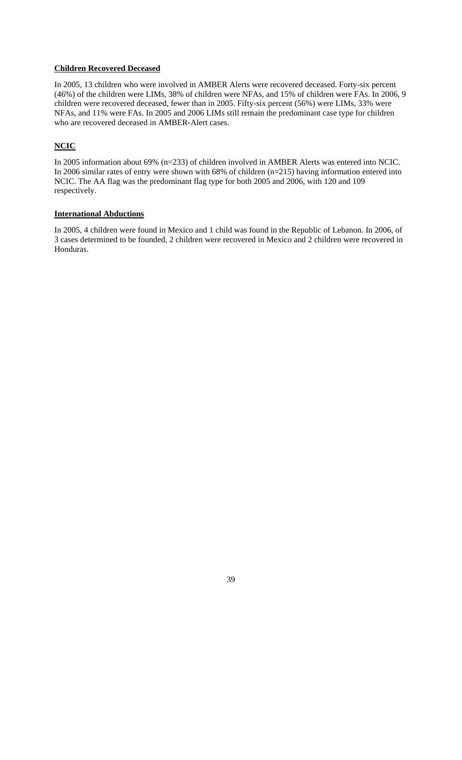**Children Recovered Deceased**

In 2005, 13 children who were involved in AMBER Alerts were recovered deceased. Forty-six percent (46%) of the children were LIMs, 38% of children were NFAs, and 15% of children were FAs. In 2006, 9 children were recovered deceased, fewer than in 2005. Fifty-six percent (56%) were LIMs, 33% were NFAs, and 11% were FAs. In 2005 and 2006 LIMs still remain the predominant case type for children who are recovered deceased in AMBER-Alert cases.

**NCIC**

In 2005 information about 69% (n=233) of children involved in AMBER Alerts was entered into NCIC. In 2006 similar rates of entry were shown with 68% of children (n=215) having information entered into NCIC. The AA flag was the predominant flag type for both 2005 and 2006, with 120 and 109 respectively.

**International Abductions**

In 2005, 4 children were found in Mexico and 1 child was found in the Republic of Lebanon. In 2006, of 3 cases determined to be founded, 2 children were recovered in Mexico and 2 children were recovered in Honduras.